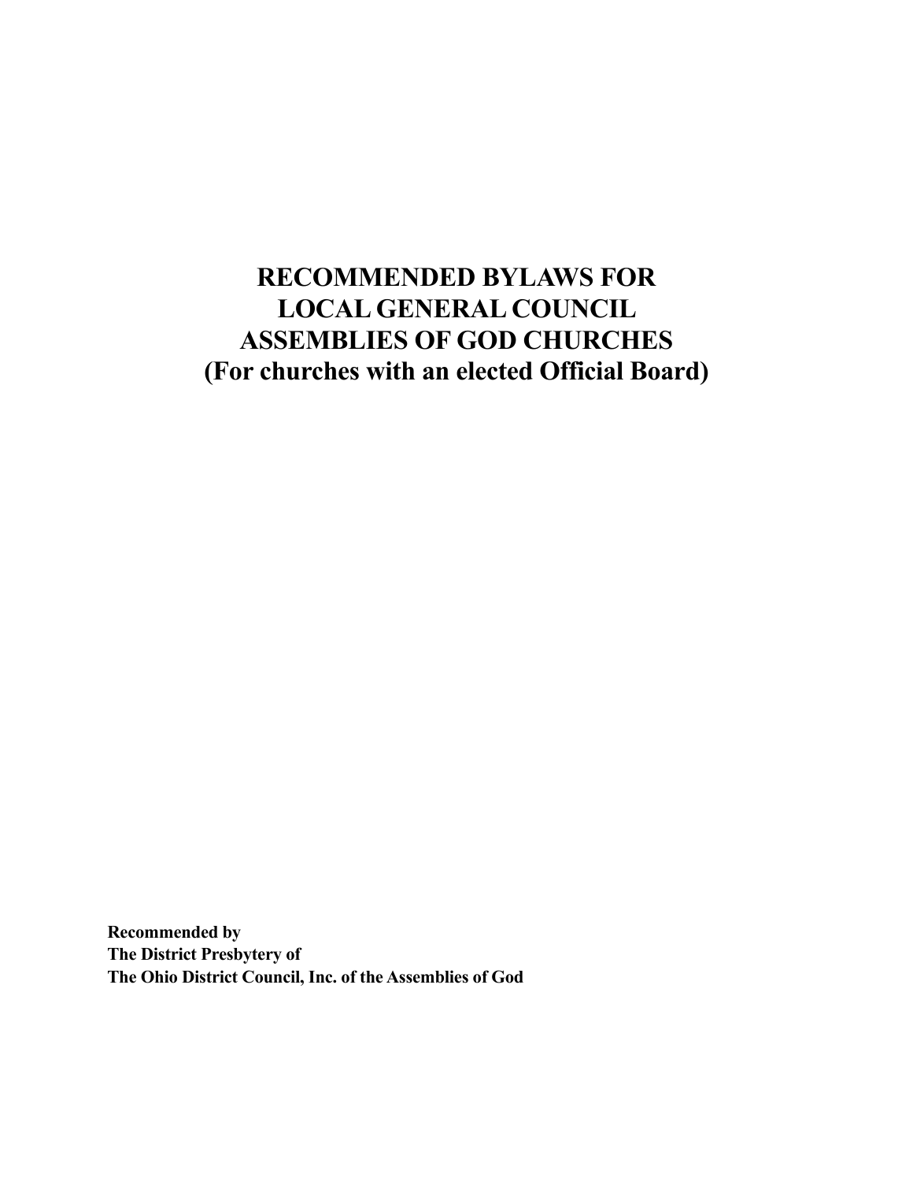# RECOMMENDED BYLAWS FOR LOCAL GENERAL COUNCIL ASSEMBLIES OF GOD CHURCHES (For churches with an elected Official Board)

**Recommended by**
**The District Presbytery of**
**The Ohio District Council, Inc. of the Assemblies of God**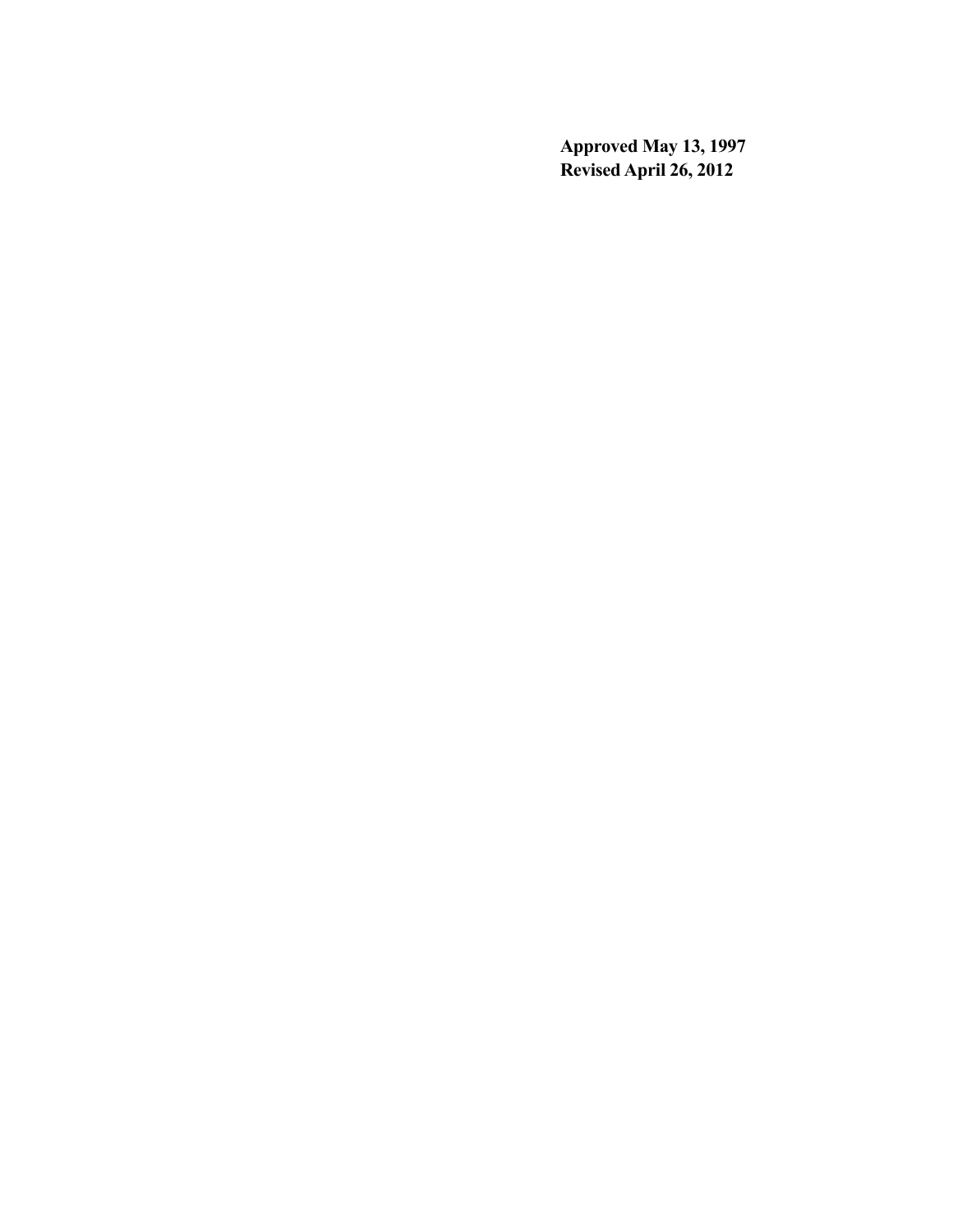**Approved May 13, 1997**
**Revised April 26, 2012**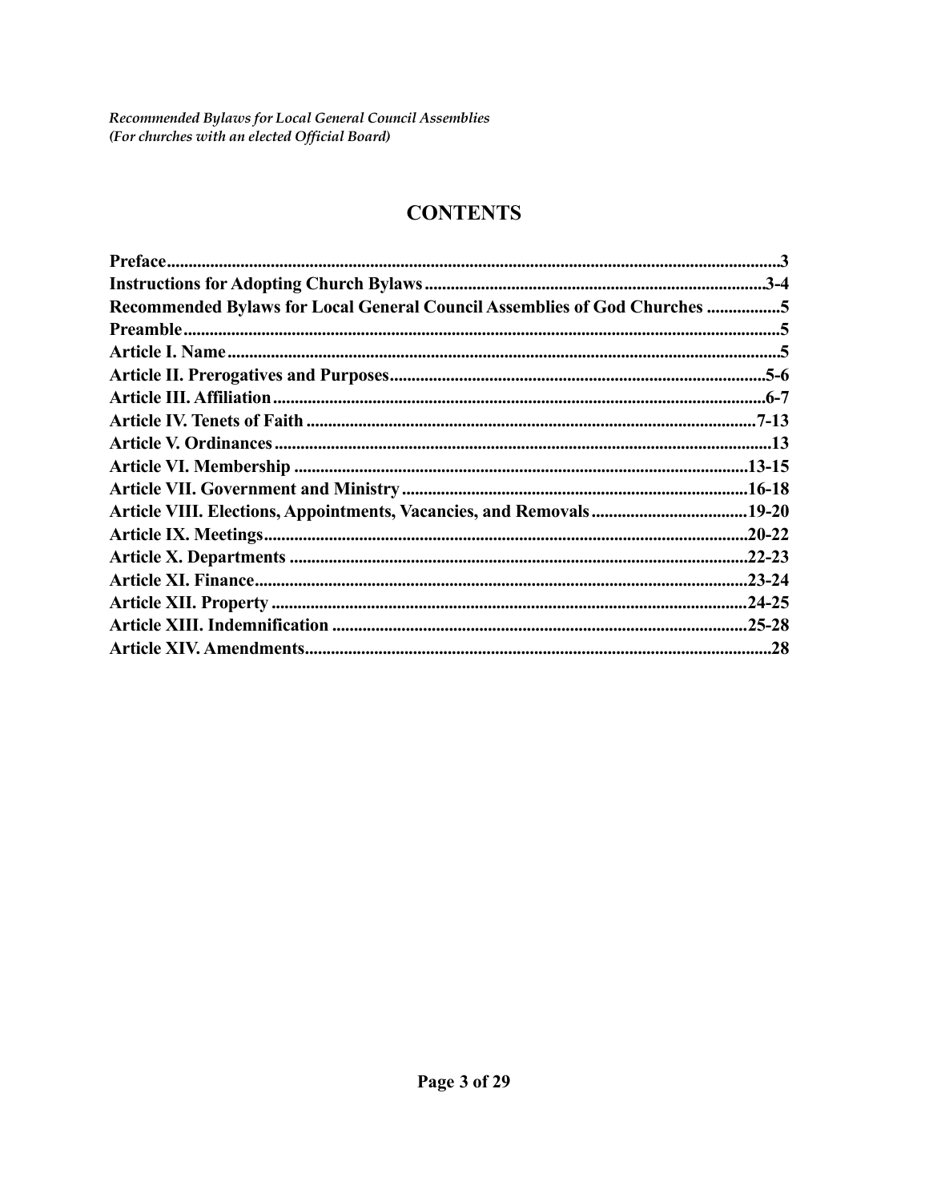# CONTENTS

| | |
|---|---|
| **Preface** | **3** |
| **Instructions for Adopting Church Bylaws** | **3-4** |
| **Recommended Bylaws for Local General Council Assemblies of God Churches** | **5** |
| **Preamble** | **5** |
| **Article I. Name** | **5** |
| **Article II. Prerogatives and Purposes** | **5-6** |
| **Article III. Affiliation** | **6-7** |
| **Article IV. Tenets of Faith** | **7-13** |
| **Article V. Ordinances** | **13** |
| **Article VI. Membership** | **13-15** |
| **Article VII. Government and Ministry** | **16-18** |
| **Article VIII. Elections, Appointments, Vacancies, and Removals** | **19-20** |
| **Article IX. Meetings** | **20-22** |
| **Article X. Departments** | **22-23** |
| **Article XI. Finance** | **23-24** |
| **Article XII. Property** | **24-25** |
| **Article XIII. Indemnification** | **25-28** |
| **Article XIV. Amendments** | **28** |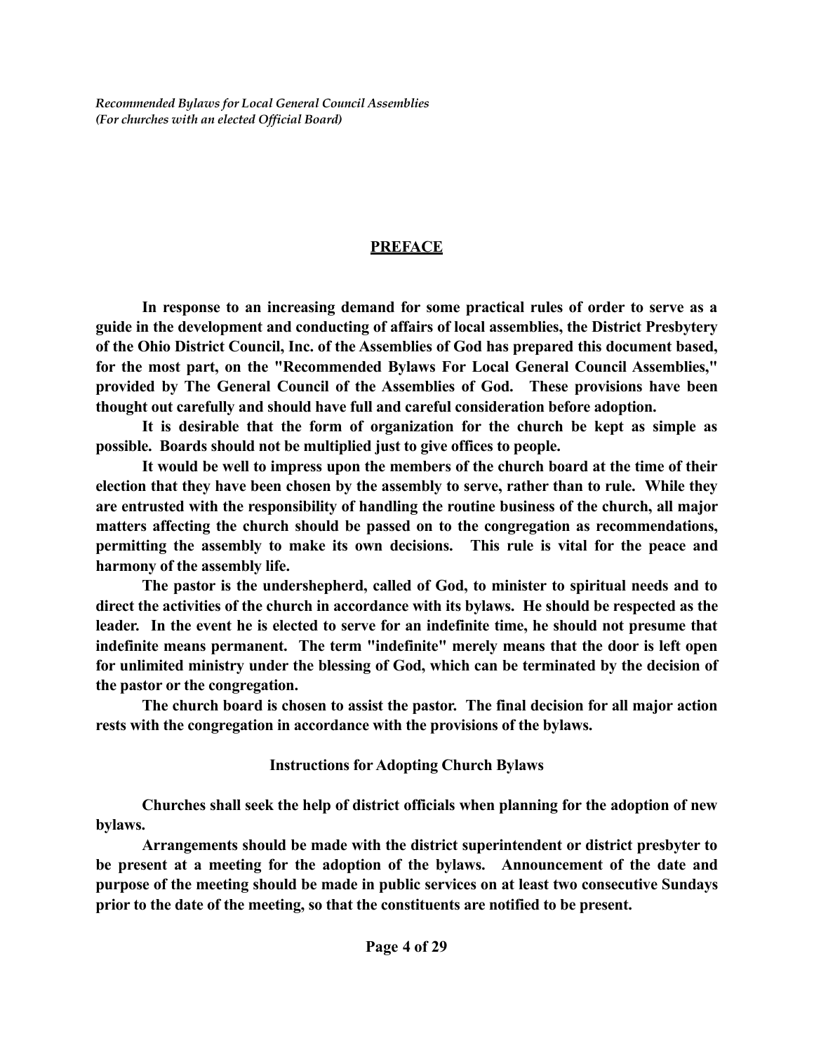## PREFACE

**In response to an increasing demand for some practical rules of order to serve as a guide in the development and conducting of affairs of local assemblies, the District Presbytery of the Ohio District Council, Inc. of the Assemblies of God has prepared this document based, for the most part, on the "Recommended Bylaws For Local General Council Assemblies," provided by The General Council of the Assemblies of God. These provisions have been thought out carefully and should have full and careful consideration before adoption.**

**It is desirable that the form of organization for the church be kept as simple as possible. Boards should not be multiplied just to give offices to people.**

**It would be well to impress upon the members of the church board at the time of their election that they have been chosen by the assembly to serve, rather than to rule. While they are entrusted with the responsibility of handling the routine business of the church, all major matters affecting the church should be passed on to the congregation as recommendations, permitting the assembly to make its own decisions. This rule is vital for the peace and harmony of the assembly life.**

**The pastor is the undershepherd, called of God, to minister to spiritual needs and to direct the activities of the church in accordance with its bylaws. He should be respected as the leader. In the event he is elected to serve for an indefinite time, he should not presume that indefinite means permanent. The term "indefinite" merely means that the door is left open for unlimited ministry under the blessing of God, which can be terminated by the decision of the pastor or the congregation.**

**The church board is chosen to assist the pastor. The final decision for all major action rests with the congregation in accordance with the provisions of the bylaws.**

### Instructions for Adopting Church Bylaws

**Churches shall seek the help of district officials when planning for the adoption of new bylaws.**

**Arrangements should be made with the district superintendent or district presbyter to be present at a meeting for the adoption of the bylaws. Announcement of the date and purpose of the meeting should be made in public services on at least two consecutive Sundays prior to the date of the meeting, so that the constituents are notified to be present.**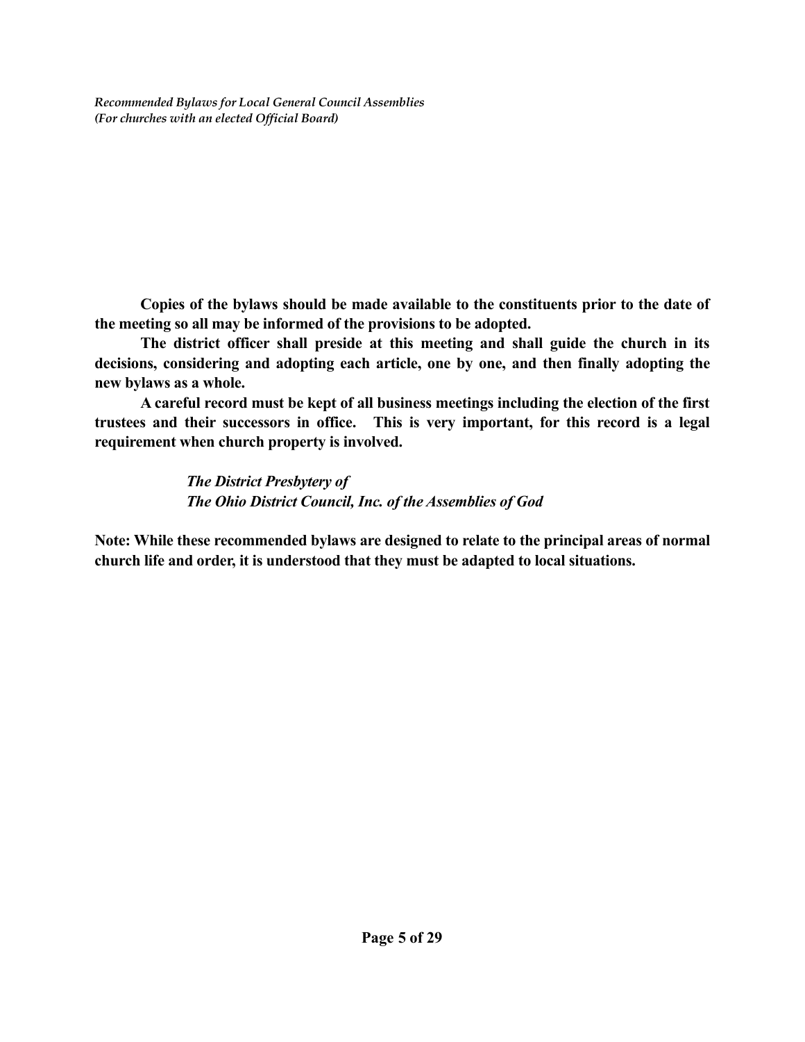**Copies of the bylaws should be made available to the constituents prior to the date of the meeting so all may be informed of the provisions to be adopted.**

**The district officer shall preside at this meeting and shall guide the church in its decisions, considering and adopting each article, one by one, and then finally adopting the new bylaws as a whole.**

**A careful record must be kept of all business meetings including the election of the first trustees and their successors in office. This is very important, for this record is a legal requirement when church property is involved.**

***The District Presbytery of***
***The Ohio District Council, Inc. of the Assemblies of God***

**Note: While these recommended bylaws are designed to relate to the principal areas of normal church life and order, it is understood that they must be adapted to local situations.**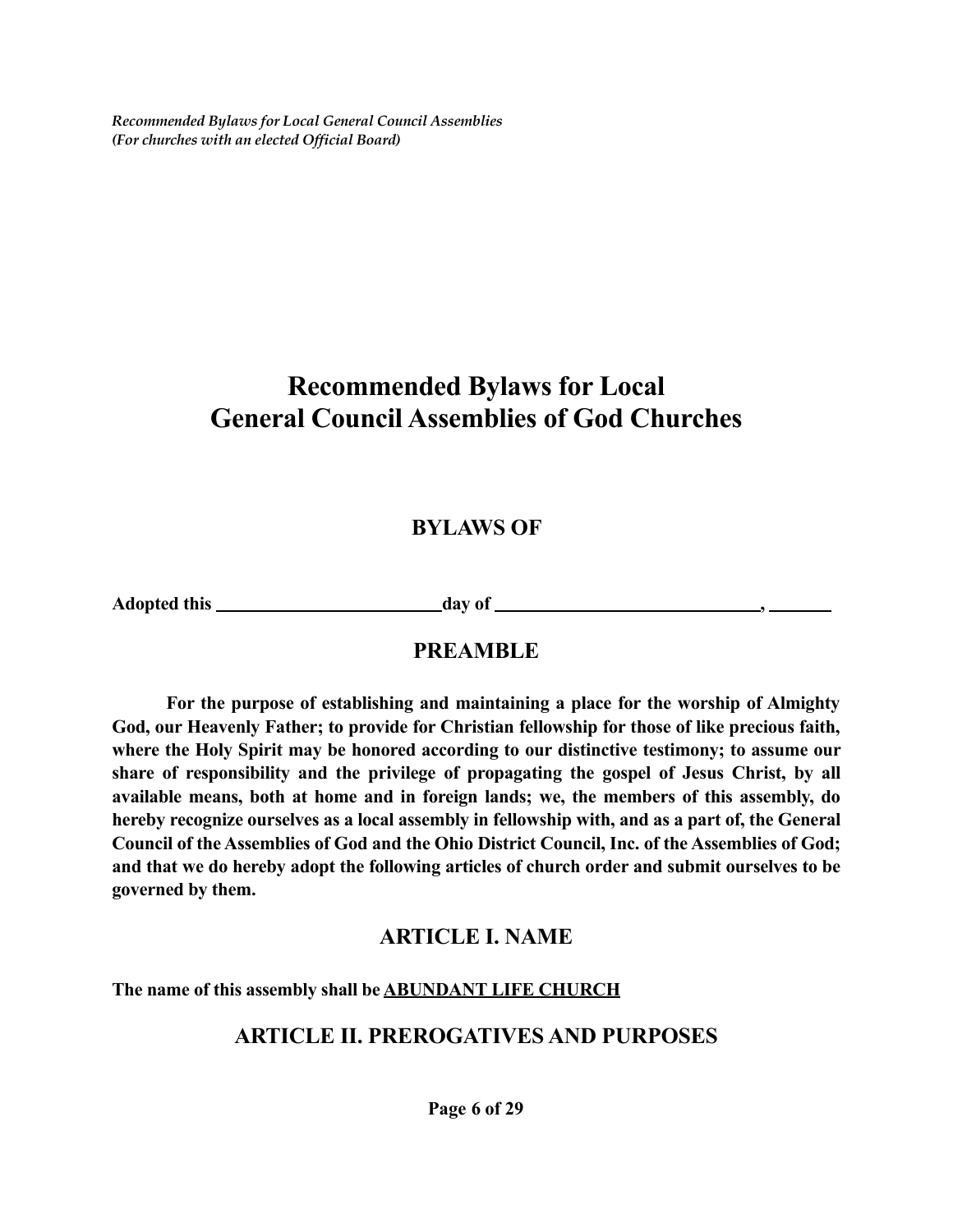# Recommended Bylaws for Local General Council Assemblies of God Churches

## BYLAWS OF

**Adopted this \_\_\_\_\_\_\_\_\_\_\_\_\_\_\_\_\_\_\_\_\_\_\_\_ day of \_\_\_\_\_\_\_\_\_\_\_\_\_\_\_\_\_\_\_\_\_\_\_\_\_\_\_\_\_\_, \_\_\_\_\_\_\_**

## PREAMBLE

**For the purpose of establishing and maintaining a place for the worship of Almighty God, our Heavenly Father; to provide for Christian fellowship for those of like precious faith, where the Holy Spirit may be honored according to our distinctive testimony; to assume our share of responsibility and the privilege of propagating the gospel of Jesus Christ, by all available means, both at home and in foreign lands; we, the members of this assembly, do hereby recognize ourselves as a local assembly in fellowship with, and as a part of, the General Council of the Assemblies of God and the Ohio District Council, Inc. of the Assemblies of God; and that we do hereby adopt the following articles of church order and submit ourselves to be governed by them.**

## ARTICLE I. NAME

**The name of this assembly shall be <u>ABUNDANT LIFE CHURCH</u>**

## ARTICLE II. PREROGATIVES AND PURPOSES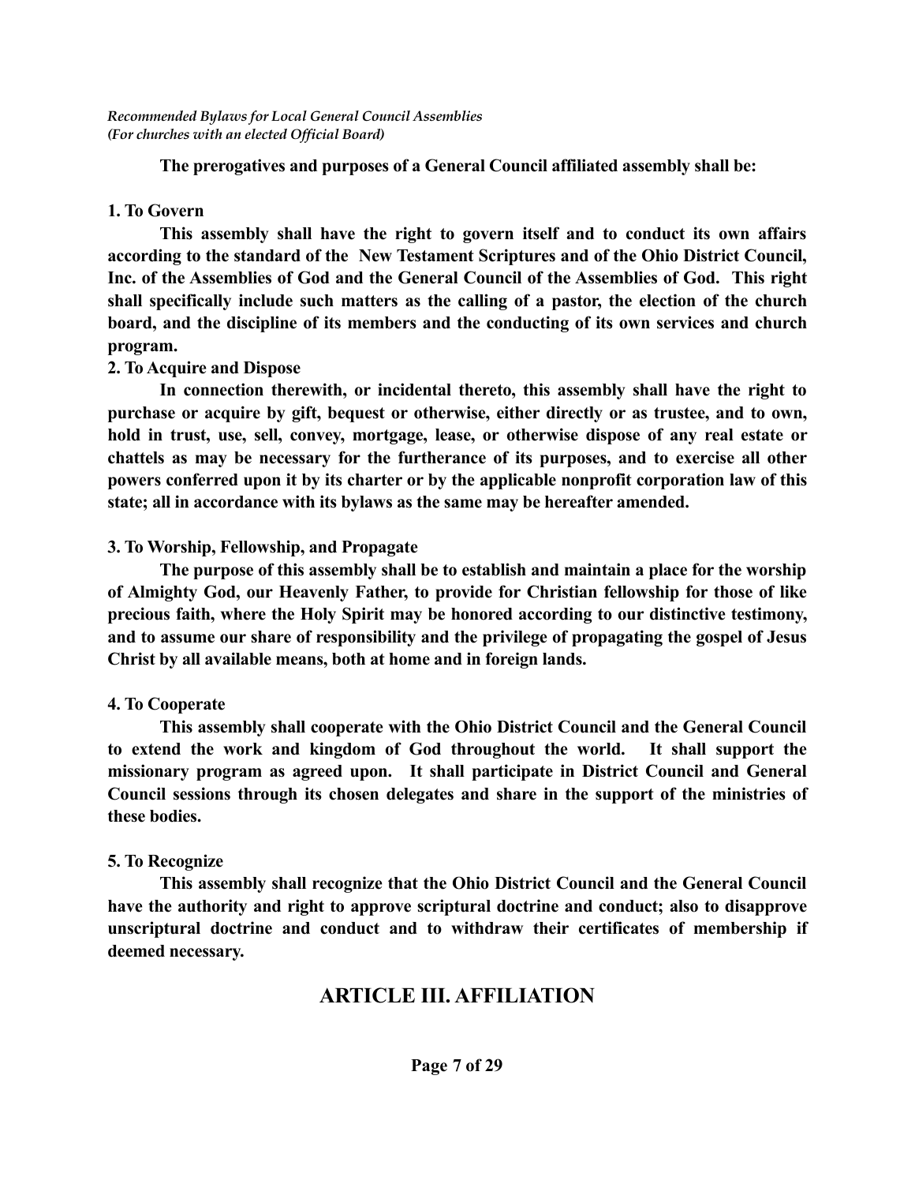**The prerogatives and purposes of a General Council affiliated assembly shall be:**

**1. To Govern**

**This assembly shall have the right to govern itself and to conduct its own affairs according to the standard of the New Testament Scriptures and of the Ohio District Council, Inc. of the Assemblies of God and the General Council of the Assemblies of God. This right shall specifically include such matters as the calling of a pastor, the election of the church board, and the discipline of its members and the conducting of its own services and church program.**

**2. To Acquire and Dispose**

**In connection therewith, or incidental thereto, this assembly shall have the right to purchase or acquire by gift, bequest or otherwise, either directly or as trustee, and to own, hold in trust, use, sell, convey, mortgage, lease, or otherwise dispose of any real estate or chattels as may be necessary for the furtherance of its purposes, and to exercise all other powers conferred upon it by its charter or by the applicable nonprofit corporation law of this state; all in accordance with its bylaws as the same may be hereafter amended.**

**3. To Worship, Fellowship, and Propagate**

**The purpose of this assembly shall be to establish and maintain a place for the worship of Almighty God, our Heavenly Father, to provide for Christian fellowship for those of like precious faith, where the Holy Spirit may be honored according to our distinctive testimony, and to assume our share of responsibility and the privilege of propagating the gospel of Jesus Christ by all available means, both at home and in foreign lands.**

**4. To Cooperate**

**This assembly shall cooperate with the Ohio District Council and the General Council to extend the work and kingdom of God throughout the world. It shall support the missionary program as agreed upon. It shall participate in District Council and General Council sessions through its chosen delegates and share in the support of the ministries of these bodies.**

**5. To Recognize**

**This assembly shall recognize that the Ohio District Council and the General Council have the authority and right to approve scriptural doctrine and conduct; also to disapprove unscriptural doctrine and conduct and to withdraw their certificates of membership if deemed necessary.**

## ARTICLE III. AFFILIATION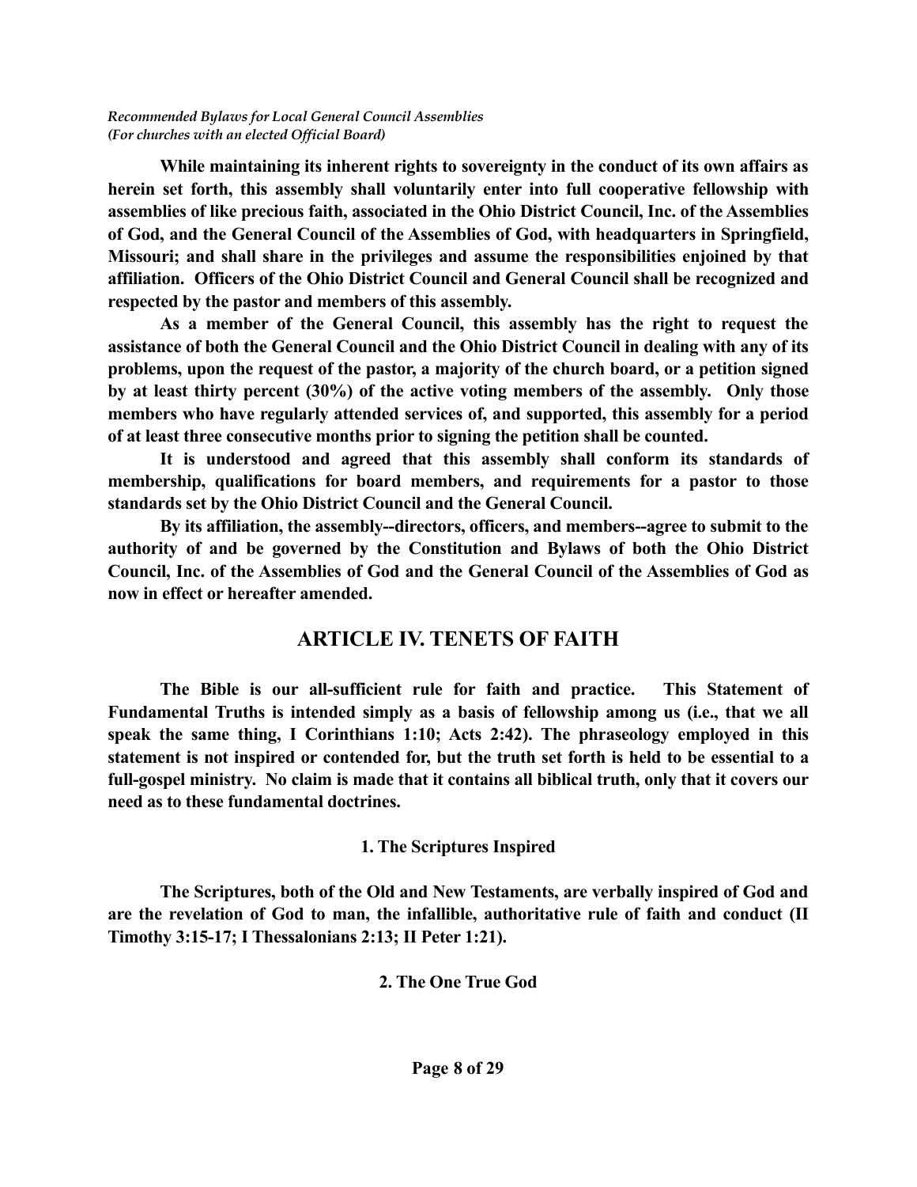**While maintaining its inherent rights to sovereignty in the conduct of its own affairs as herein set forth, this assembly shall voluntarily enter into full cooperative fellowship with assemblies of like precious faith, associated in the Ohio District Council, Inc. of the Assemblies of God, and the General Council of the Assemblies of God, with headquarters in Springfield, Missouri; and shall share in the privileges and assume the responsibilities enjoined by that affiliation. Officers of the Ohio District Council and General Council shall be recognized and respected by the pastor and members of this assembly.**

**As a member of the General Council, this assembly has the right to request the assistance of both the General Council and the Ohio District Council in dealing with any of its problems, upon the request of the pastor, a majority of the church board, or a petition signed by at least thirty percent (30%) of the active voting members of the assembly. Only those members who have regularly attended services of, and supported, this assembly for a period of at least three consecutive months prior to signing the petition shall be counted.**

**It is understood and agreed that this assembly shall conform its standards of membership, qualifications for board members, and requirements for a pastor to those standards set by the Ohio District Council and the General Council.**

**By its affiliation, the assembly--directors, officers, and members--agree to submit to the authority of and be governed by the Constitution and Bylaws of both the Ohio District Council, Inc. of the Assemblies of God and the General Council of the Assemblies of God as now in effect or hereafter amended.**

## ARTICLE IV. TENETS OF FAITH

**The Bible is our all-sufficient rule for faith and practice. This Statement of Fundamental Truths is intended simply as a basis of fellowship among us (i.e., that we all speak the same thing, I Corinthians 1:10; Acts 2:42). The phraseology employed in this statement is not inspired or contended for, but the truth set forth is held to be essential to a full-gospel ministry. No claim is made that it contains all biblical truth, only that it covers our need as to these fundamental doctrines.**

### 1. The Scriptures Inspired

**The Scriptures, both of the Old and New Testaments, are verbally inspired of God and are the revelation of God to man, the infallible, authoritative rule of faith and conduct (II Timothy 3:15-17; I Thessalonians 2:13; II Peter 1:21).**

### 2. The One True God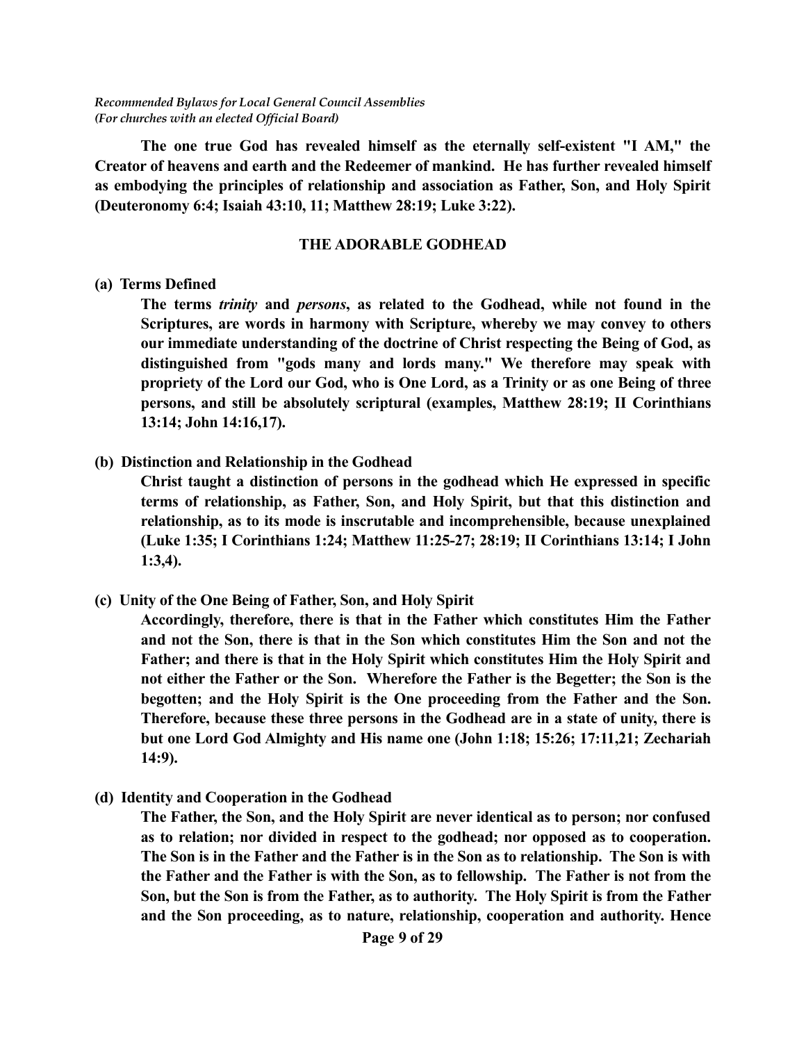**The one true God has revealed himself as the eternally self-existent "I AM," the Creator of heavens and earth and the Redeemer of mankind. He has further revealed himself as embodying the principles of relationship and association as Father, Son, and Holy Spirit (Deuteronomy 6:4; Isaiah 43:10, 11; Matthew 28:19; Luke 3:22).**

## THE ADORABLE GODHEAD

**(a) Terms Defined**

**The terms *trinity* and *persons*, as related to the Godhead, while not found in the Scriptures, are words in harmony with Scripture, whereby we may convey to others our immediate understanding of the doctrine of Christ respecting the Being of God, as distinguished from "gods many and lords many." We therefore may speak with propriety of the Lord our God, who is One Lord, as a Trinity or as one Being of three persons, and still be absolutely scriptural (examples, Matthew 28:19; II Corinthians 13:14; John 14:16,17).**

**(b) Distinction and Relationship in the Godhead**

**Christ taught a distinction of persons in the godhead which He expressed in specific terms of relationship, as Father, Son, and Holy Spirit, but that this distinction and relationship, as to its mode is inscrutable and incomprehensible, because unexplained (Luke 1:35; I Corinthians 1:24; Matthew 11:25-27; 28:19; II Corinthians 13:14; I John 1:3,4).**

**(c) Unity of the One Being of Father, Son, and Holy Spirit**

**Accordingly, therefore, there is that in the Father which constitutes Him the Father and not the Son, there is that in the Son which constitutes Him the Son and not the Father; and there is that in the Holy Spirit which constitutes Him the Holy Spirit and not either the Father or the Son. Wherefore the Father is the Begetter; the Son is the begotten; and the Holy Spirit is the One proceeding from the Father and the Son. Therefore, because these three persons in the Godhead are in a state of unity, there is but one Lord God Almighty and His name one (John 1:18; 15:26; 17:11,21; Zechariah 14:9).**

**(d) Identity and Cooperation in the Godhead**

**The Father, the Son, and the Holy Spirit are never identical as to person; nor confused as to relation; nor divided in respect to the godhead; nor opposed as to cooperation. The Son is in the Father and the Father is in the Son as to relationship. The Son is with the Father and the Father is with the Son, as to fellowship. The Father is not from the Son, but the Son is from the Father, as to authority. The Holy Spirit is from the Father and the Son proceeding, as to nature, relationship, cooperation and authority. Hence**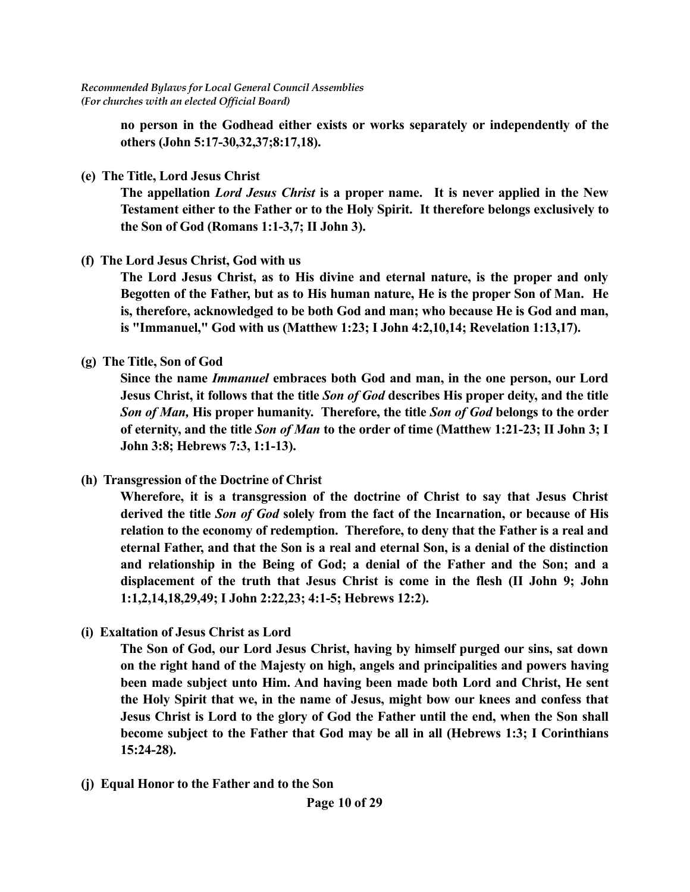**no person in the Godhead either exists or works separately or independently of the others (John 5:17-30,32,37;8:17,18).**

**(e) The Title, Lord Jesus Christ**

**The appellation *Lord Jesus Christ* is a proper name. It is never applied in the New Testament either to the Father or to the Holy Spirit. It therefore belongs exclusively to the Son of God (Romans 1:1-3,7; II John 3).**

**(f) The Lord Jesus Christ, God with us**

**The Lord Jesus Christ, as to His divine and eternal nature, is the proper and only Begotten of the Father, but as to His human nature, He is the proper Son of Man. He is, therefore, acknowledged to be both God and man; who because He is God and man, is "Immanuel," God with us (Matthew 1:23; I John 4:2,10,14; Revelation 1:13,17).**

**(g) The Title, Son of God**

**Since the name *Immanuel* embraces both God and man, in the one person, our Lord Jesus Christ, it follows that the title *Son of God* describes His proper deity, and the title *Son of Man,* His proper humanity. Therefore, the title *Son of God* belongs to the order of eternity, and the title *Son of Man* to the order of time (Matthew 1:21-23; II John 3; I John 3:8; Hebrews 7:3, 1:1-13).**

**(h) Transgression of the Doctrine of Christ**

**Wherefore, it is a transgression of the doctrine of Christ to say that Jesus Christ derived the title *Son of God* solely from the fact of the Incarnation, or because of His relation to the economy of redemption. Therefore, to deny that the Father is a real and eternal Father, and that the Son is a real and eternal Son, is a denial of the distinction and relationship in the Being of God; a denial of the Father and the Son; and a displacement of the truth that Jesus Christ is come in the flesh (II John 9; John 1:1,2,14,18,29,49; I John 2:22,23; 4:1-5; Hebrews 12:2).**

**(i) Exaltation of Jesus Christ as Lord**

**The Son of God, our Lord Jesus Christ, having by himself purged our sins, sat down on the right hand of the Majesty on high, angels and principalities and powers having been made subject unto Him. And having been made both Lord and Christ, He sent the Holy Spirit that we, in the name of Jesus, might bow our knees and confess that Jesus Christ is Lord to the glory of God the Father until the end, when the Son shall become subject to the Father that God may be all in all (Hebrews 1:3; I Corinthians 15:24-28).**

**(j) Equal Honor to the Father and to the Son**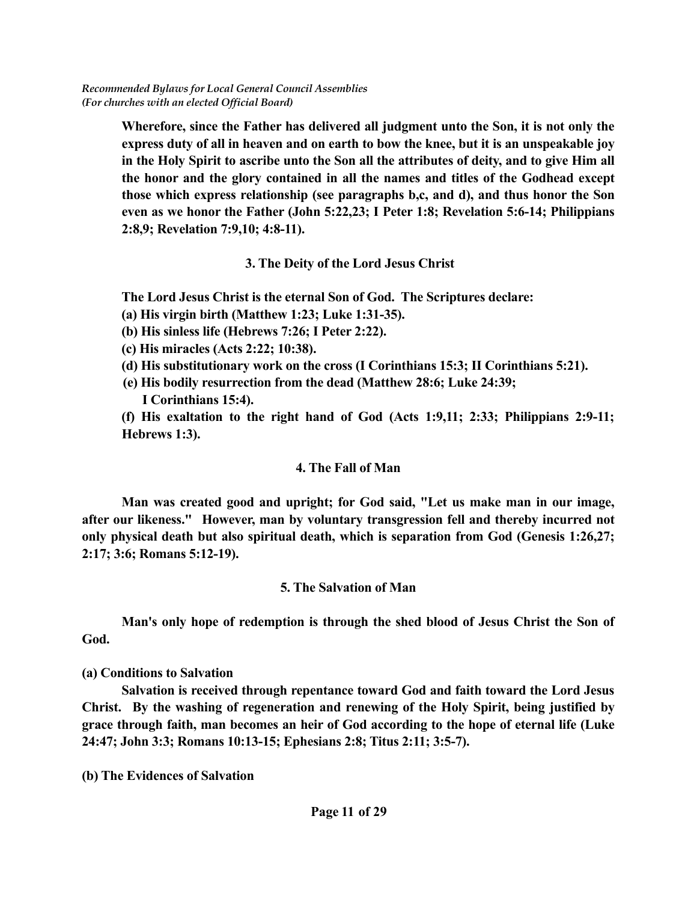**Wherefore, since the Father has delivered all judgment unto the Son, it is not only the express duty of all in heaven and on earth to bow the knee, but it is an unspeakable joy in the Holy Spirit to ascribe unto the Son all the attributes of deity, and to give Him all the honor and the glory contained in all the names and titles of the Godhead except those which express relationship (see paragraphs b,c, and d), and thus honor the Son even as we honor the Father (John 5:22,23; I Peter 1:8; Revelation 5:6-14; Philippians 2:8,9; Revelation 7:9,10; 4:8-11).**

### 3. The Deity of the Lord Jesus Christ

**The Lord Jesus Christ is the eternal Son of God. The Scriptures declare:**

**(a) His virgin birth (Matthew 1:23; Luke 1:31-35).**

**(b) His sinless life (Hebrews 7:26; I Peter 2:22).**

**(c) His miracles (Acts 2:22; 10:38).**

**(d) His substitutionary work on the cross (I Corinthians 15:3; II Corinthians 5:21).**

**(e) His bodily resurrection from the dead (Matthew 28:6; Luke 24:39; I Corinthians 15:4).**

**(f) His exaltation to the right hand of God (Acts 1:9,11; 2:33; Philippians 2:9-11; Hebrews 1:3).**

### 4. The Fall of Man

**Man was created good and upright; for God said, "Let us make man in our image, after our likeness." However, man by voluntary transgression fell and thereby incurred not only physical death but also spiritual death, which is separation from God (Genesis 1:26,27; 2:17; 3:6; Romans 5:12-19).**

### 5. The Salvation of Man

**Man's only hope of redemption is through the shed blood of Jesus Christ the Son of God.**

**(a) Conditions to Salvation**

**Salvation is received through repentance toward God and faith toward the Lord Jesus Christ. By the washing of regeneration and renewing of the Holy Spirit, being justified by grace through faith, man becomes an heir of God according to the hope of eternal life (Luke 24:47; John 3:3; Romans 10:13-15; Ephesians 2:8; Titus 2:11; 3:5-7).**

**(b) The Evidences of Salvation**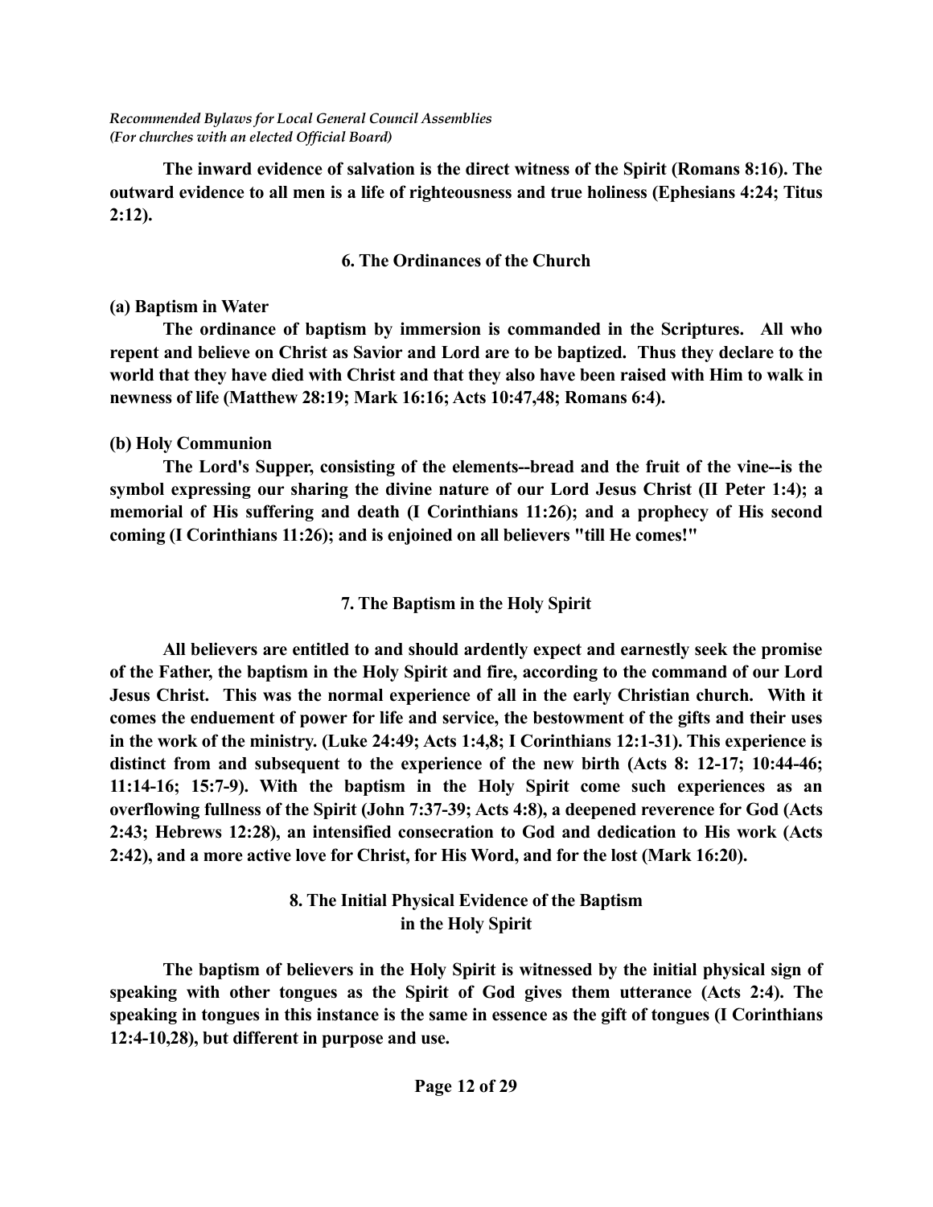**The inward evidence of salvation is the direct witness of the Spirit (Romans 8:16). The outward evidence to all men is a life of righteousness and true holiness (Ephesians 4:24; Titus 2:12).**

### 6. The Ordinances of the Church

**(a) Baptism in Water**

**The ordinance of baptism by immersion is commanded in the Scriptures. All who repent and believe on Christ as Savior and Lord are to be baptized. Thus they declare to the world that they have died with Christ and that they also have been raised with Him to walk in newness of life (Matthew 28:19; Mark 16:16; Acts 10:47,48; Romans 6:4).**

**(b) Holy Communion**

**The Lord's Supper, consisting of the elements--bread and the fruit of the vine--is the symbol expressing our sharing the divine nature of our Lord Jesus Christ (II Peter 1:4); a memorial of His suffering and death (I Corinthians 11:26); and a prophecy of His second coming (I Corinthians 11:26); and is enjoined on all believers "till He comes!"**

### 7. The Baptism in the Holy Spirit

**All believers are entitled to and should ardently expect and earnestly seek the promise of the Father, the baptism in the Holy Spirit and fire, according to the command of our Lord Jesus Christ. This was the normal experience of all in the early Christian church. With it comes the enduement of power for life and service, the bestowment of the gifts and their uses in the work of the ministry. (Luke 24:49; Acts 1:4,8; I Corinthians 12:1-31). This experience is distinct from and subsequent to the experience of the new birth (Acts 8: 12-17; 10:44-46; 11:14-16; 15:7-9). With the baptism in the Holy Spirit come such experiences as an overflowing fullness of the Spirit (John 7:37-39; Acts 4:8), a deepened reverence for God (Acts 2:43; Hebrews 12:28), an intensified consecration to God and dedication to His work (Acts 2:42), and a more active love for Christ, for His Word, and for the lost (Mark 16:20).**

### 8. The Initial Physical Evidence of the Baptism in the Holy Spirit

**The baptism of believers in the Holy Spirit is witnessed by the initial physical sign of speaking with other tongues as the Spirit of God gives them utterance (Acts 2:4). The speaking in tongues in this instance is the same in essence as the gift of tongues (I Corinthians 12:4-10,28), but different in purpose and use.**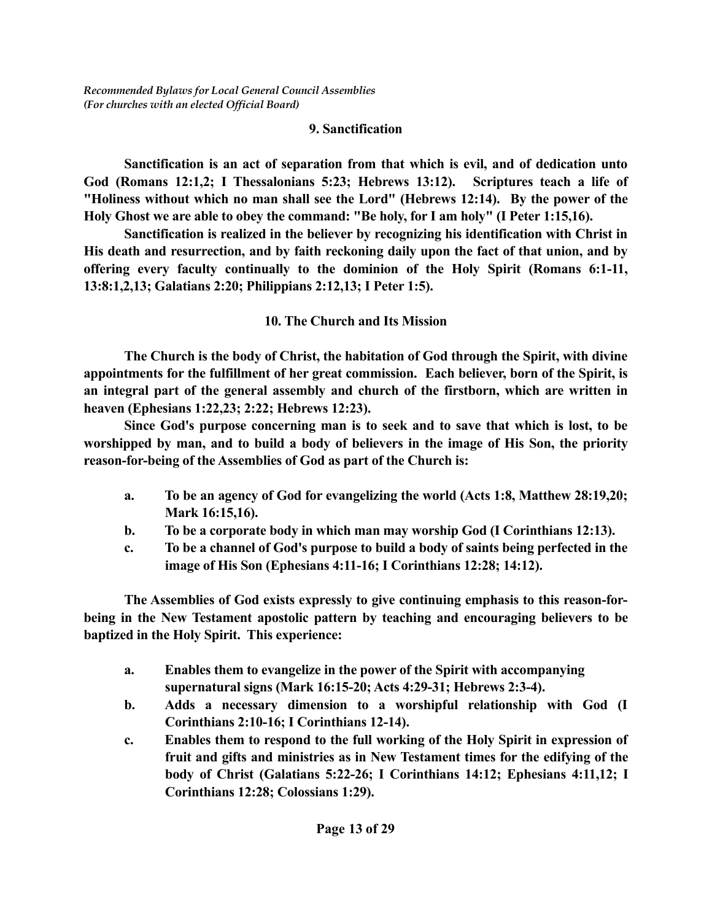### 9. Sanctification

**Sanctification is an act of separation from that which is evil, and of dedication unto God (Romans 12:1,2; I Thessalonians 5:23; Hebrews 13:12). Scriptures teach a life of "Holiness without which no man shall see the Lord" (Hebrews 12:14). By the power of the Holy Ghost we are able to obey the command: "Be holy, for I am holy" (I Peter 1:15,16).**

**Sanctification is realized in the believer by recognizing his identification with Christ in His death and resurrection, and by faith reckoning daily upon the fact of that union, and by offering every faculty continually to the dominion of the Holy Spirit (Romans 6:1-11, 13:8:1,2,13; Galatians 2:20; Philippians 2:12,13; I Peter 1:5).**

### 10. The Church and Its Mission

**The Church is the body of Christ, the habitation of God through the Spirit, with divine appointments for the fulfillment of her great commission. Each believer, born of the Spirit, is an integral part of the general assembly and church of the firstborn, which are written in heaven (Ephesians 1:22,23; 2:22; Hebrews 12:23).**

**Since God's purpose concerning man is to seek and to save that which is lost, to be worshipped by man, and to build a body of believers in the image of His Son, the priority reason-for-being of the Assemblies of God as part of the Church is:**

- **a. To be an agency of God for evangelizing the world (Acts 1:8, Matthew 28:19,20; Mark 16:15,16).**
- **b. To be a corporate body in which man may worship God (I Corinthians 12:13).**
- **c. To be a channel of God's purpose to build a body of saints being perfected in the image of His Son (Ephesians 4:11-16; I Corinthians 12:28; 14:12).**

**The Assemblies of God exists expressly to give continuing emphasis to this reason-for-being in the New Testament apostolic pattern by teaching and encouraging believers to be baptized in the Holy Spirit. This experience:**

- **a. Enables them to evangelize in the power of the Spirit with accompanying supernatural signs (Mark 16:15-20; Acts 4:29-31; Hebrews 2:3-4).**
- **b. Adds a necessary dimension to a worshipful relationship with God (I Corinthians 2:10-16; I Corinthians 12-14).**
- **c. Enables them to respond to the full working of the Holy Spirit in expression of fruit and gifts and ministries as in New Testament times for the edifying of the body of Christ (Galatians 5:22-26; I Corinthians 14:12; Ephesians 4:11,12; I Corinthians 12:28; Colossians 1:29).**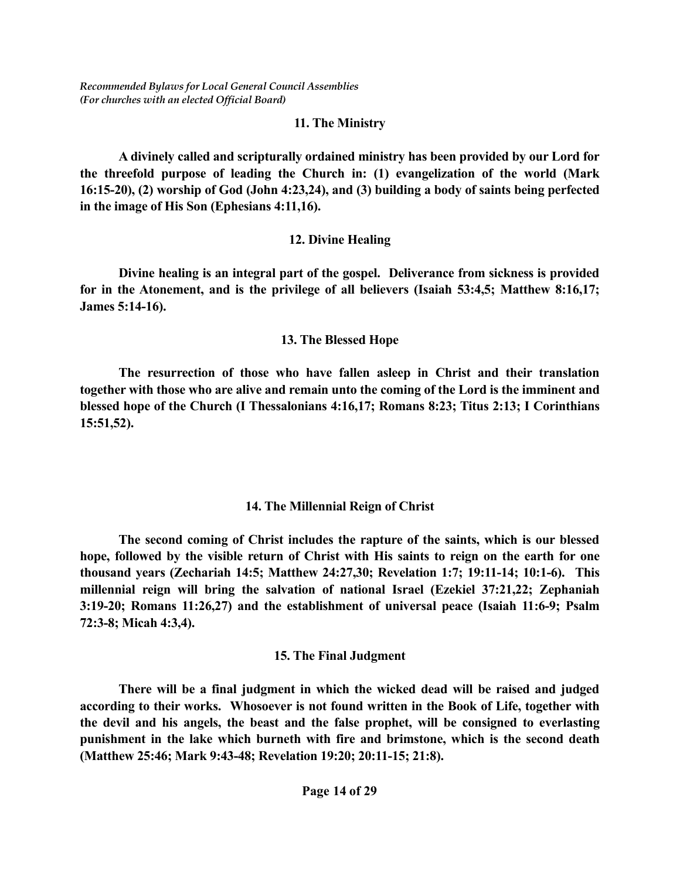### 11. The Ministry

**A divinely called and scripturally ordained ministry has been provided by our Lord for the threefold purpose of leading the Church in: (1) evangelization of the world (Mark 16:15-20), (2) worship of God (John 4:23,24), and (3) building a body of saints being perfected in the image of His Son (Ephesians 4:11,16).**

### 12. Divine Healing

**Divine healing is an integral part of the gospel. Deliverance from sickness is provided for in the Atonement, and is the privilege of all believers (Isaiah 53:4,5; Matthew 8:16,17; James 5:14-16).**

### 13. The Blessed Hope

**The resurrection of those who have fallen asleep in Christ and their translation together with those who are alive and remain unto the coming of the Lord is the imminent and blessed hope of the Church (I Thessalonians 4:16,17; Romans 8:23; Titus 2:13; I Corinthians 15:51,52).**

### 14. The Millennial Reign of Christ

**The second coming of Christ includes the rapture of the saints, which is our blessed hope, followed by the visible return of Christ with His saints to reign on the earth for one thousand years (Zechariah 14:5; Matthew 24:27,30; Revelation 1:7; 19:11-14; 10:1-6). This millennial reign will bring the salvation of national Israel (Ezekiel 37:21,22; Zephaniah 3:19-20; Romans 11:26,27) and the establishment of universal peace (Isaiah 11:6-9; Psalm 72:3-8; Micah 4:3,4).**

### 15. The Final Judgment

**There will be a final judgment in which the wicked dead will be raised and judged according to their works. Whosoever is not found written in the Book of Life, together with the devil and his angels, the beast and the false prophet, will be consigned to everlasting punishment in the lake which burneth with fire and brimstone, which is the second death (Matthew 25:46; Mark 9:43-48; Revelation 19:20; 20:11-15; 21:8).**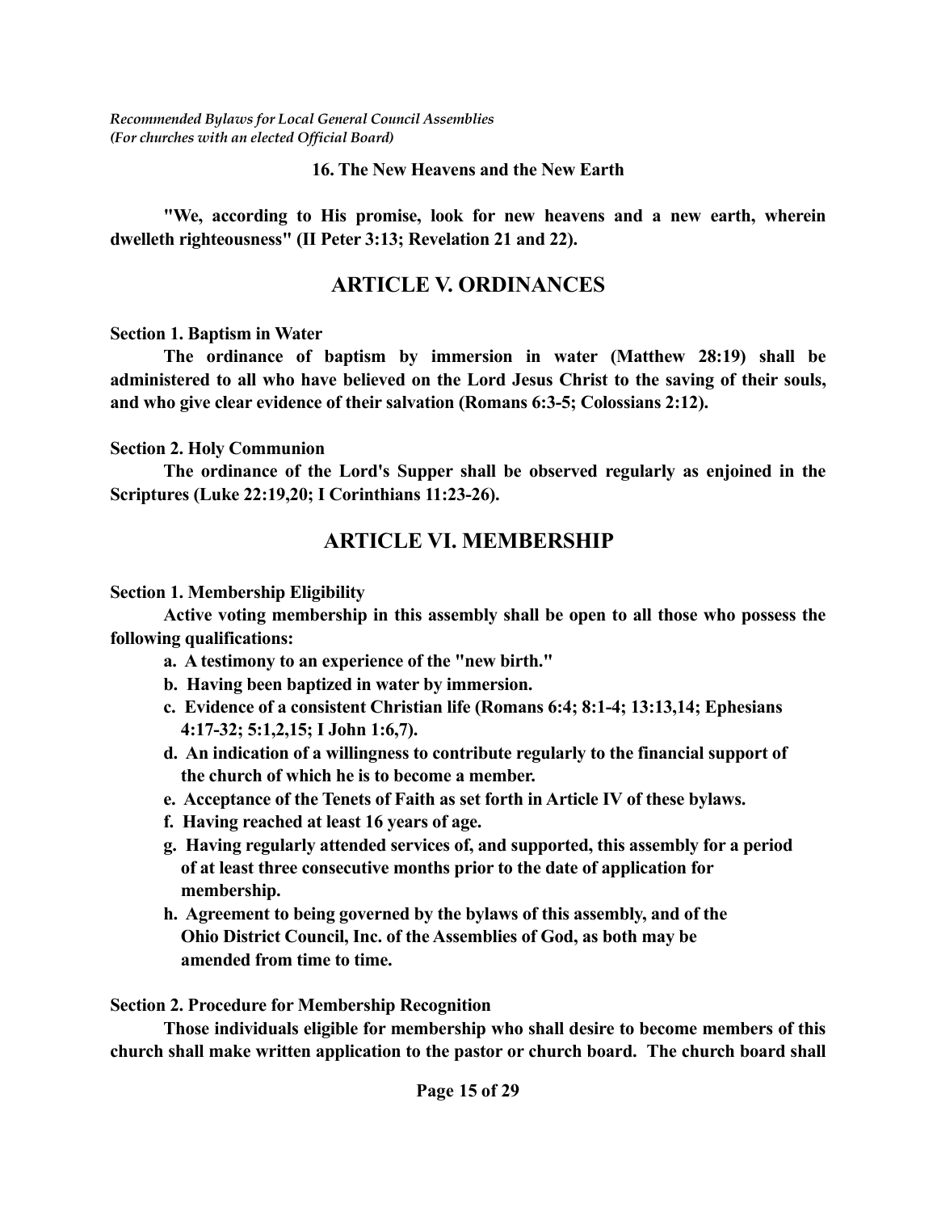### 16. The New Heavens and the New Earth

**"We, according to His promise, look for new heavens and a new earth, wherein dwelleth righteousness" (II Peter 3:13; Revelation 21 and 22).**

## ARTICLE V. ORDINANCES

**Section 1. Baptism in Water**

**The ordinance of baptism by immersion in water (Matthew 28:19) shall be administered to all who have believed on the Lord Jesus Christ to the saving of their souls, and who give clear evidence of their salvation (Romans 6:3-5; Colossians 2:12).**

**Section 2. Holy Communion**

**The ordinance of the Lord's Supper shall be observed regularly as enjoined in the Scriptures (Luke 22:19,20; I Corinthians 11:23-26).**

## ARTICLE VI. MEMBERSHIP

**Section 1. Membership Eligibility**

**Active voting membership in this assembly shall be open to all those who possess the following qualifications:**

- **a. A testimony to an experience of the "new birth."**
- **b. Having been baptized in water by immersion.**
- **c. Evidence of a consistent Christian life (Romans 6:4; 8:1-4; 13:13,14; Ephesians 4:17-32; 5:1,2,15; I John 1:6,7).**
- **d. An indication of a willingness to contribute regularly to the financial support of the church of which he is to become a member.**
- **e. Acceptance of the Tenets of Faith as set forth in Article IV of these bylaws.**
- **f. Having reached at least 16 years of age.**
- **g. Having regularly attended services of, and supported, this assembly for a period of at least three consecutive months prior to the date of application for membership.**
- **h. Agreement to being governed by the bylaws of this assembly, and of the Ohio District Council, Inc. of the Assemblies of God, as both may be amended from time to time.**

**Section 2. Procedure for Membership Recognition**

**Those individuals eligible for membership who shall desire to become members of this church shall make written application to the pastor or church board. The church board shall**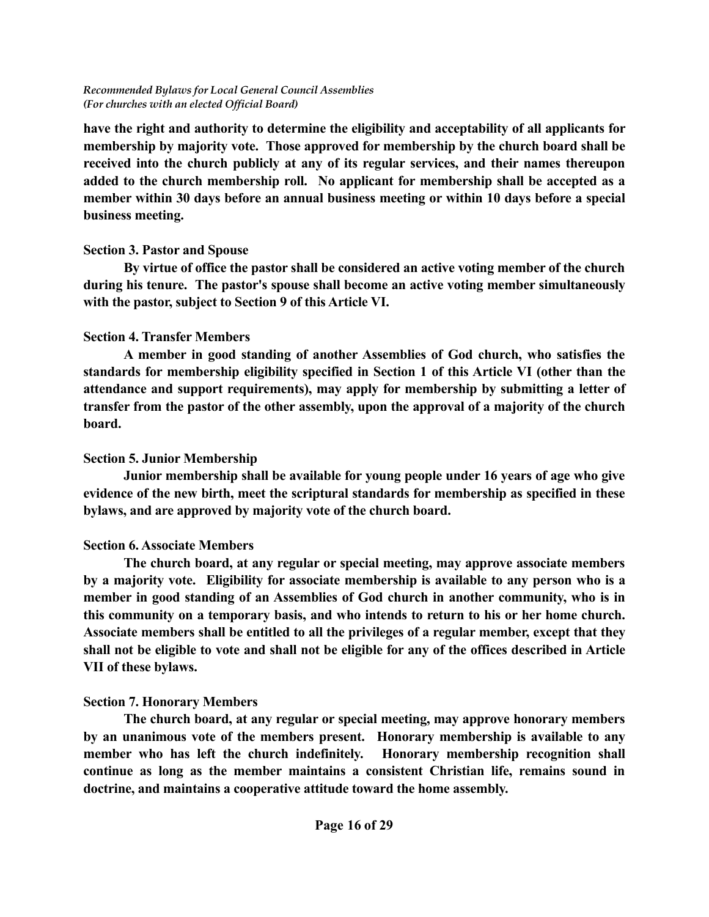**have the right and authority to determine the eligibility and acceptability of all applicants for membership by majority vote. Those approved for membership by the church board shall be received into the church publicly at any of its regular services, and their names thereupon added to the church membership roll. No applicant for membership shall be accepted as a member within 30 days before an annual business meeting or within 10 days before a special business meeting.**

**Section 3. Pastor and Spouse**

**By virtue of office the pastor shall be considered an active voting member of the church during his tenure. The pastor's spouse shall become an active voting member simultaneously with the pastor, subject to Section 9 of this Article VI.**

**Section 4. Transfer Members**

**A member in good standing of another Assemblies of God church, who satisfies the standards for membership eligibility specified in Section 1 of this Article VI (other than the attendance and support requirements), may apply for membership by submitting a letter of transfer from the pastor of the other assembly, upon the approval of a majority of the church board.**

**Section 5. Junior Membership**

**Junior membership shall be available for young people under 16 years of age who give evidence of the new birth, meet the scriptural standards for membership as specified in these bylaws, and are approved by majority vote of the church board.**

**Section 6. Associate Members**

**The church board, at any regular or special meeting, may approve associate members by a majority vote. Eligibility for associate membership is available to any person who is a member in good standing of an Assemblies of God church in another community, who is in this community on a temporary basis, and who intends to return to his or her home church. Associate members shall be entitled to all the privileges of a regular member, except that they shall not be eligible to vote and shall not be eligible for any of the offices described in Article VII of these bylaws.**

**Section 7. Honorary Members**

**The church board, at any regular or special meeting, may approve honorary members by an unanimous vote of the members present. Honorary membership is available to any member who has left the church indefinitely. Honorary membership recognition shall continue as long as the member maintains a consistent Christian life, remains sound in doctrine, and maintains a cooperative attitude toward the home assembly.**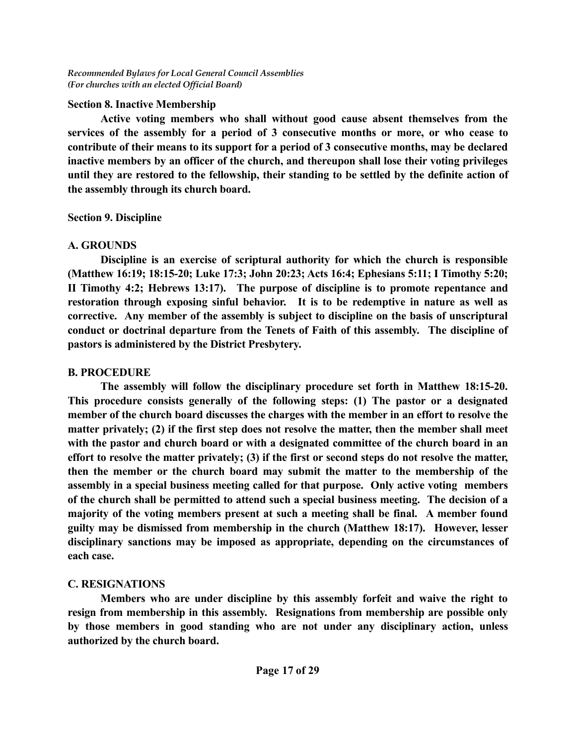### Section 8. Inactive Membership

**Active voting members who shall without good cause absent themselves from the services of the assembly for a period of 3 consecutive months or more, or who cease to contribute of their means to its support for a period of 3 consecutive months, may be declared inactive members by an officer of the church, and thereupon shall lose their voting privileges until they are restored to the fellowship, their standing to be settled by the definite action of the assembly through its church board.**

### Section 9. Discipline

#### A. GROUNDS

**Discipline is an exercise of scriptural authority for which the church is responsible (Matthew 16:19; 18:15-20; Luke 17:3; John 20:23; Acts 16:4; Ephesians 5:11; I Timothy 5:20; II Timothy 4:2; Hebrews 13:17). The purpose of discipline is to promote repentance and restoration through exposing sinful behavior. It is to be redemptive in nature as well as corrective. Any member of the assembly is subject to discipline on the basis of unscriptural conduct or doctrinal departure from the Tenets of Faith of this assembly. The discipline of pastors is administered by the District Presbytery.**

#### B. PROCEDURE

**The assembly will follow the disciplinary procedure set forth in Matthew 18:15-20. This procedure consists generally of the following steps: (1) The pastor or a designated member of the church board discusses the charges with the member in an effort to resolve the matter privately; (2) if the first step does not resolve the matter, then the member shall meet with the pastor and church board or with a designated committee of the church board in an effort to resolve the matter privately; (3) if the first or second steps do not resolve the matter, then the member or the church board may submit the matter to the membership of the assembly in a special business meeting called for that purpose. Only active voting members of the church shall be permitted to attend such a special business meeting. The decision of a majority of the voting members present at such a meeting shall be final. A member found guilty may be dismissed from membership in the church (Matthew 18:17). However, lesser disciplinary sanctions may be imposed as appropriate, depending on the circumstances of each case.**

#### C. RESIGNATIONS

**Members who are under discipline by this assembly forfeit and waive the right to resign from membership in this assembly. Resignations from membership are possible only by those members in good standing who are not under any disciplinary action, unless authorized by the church board.**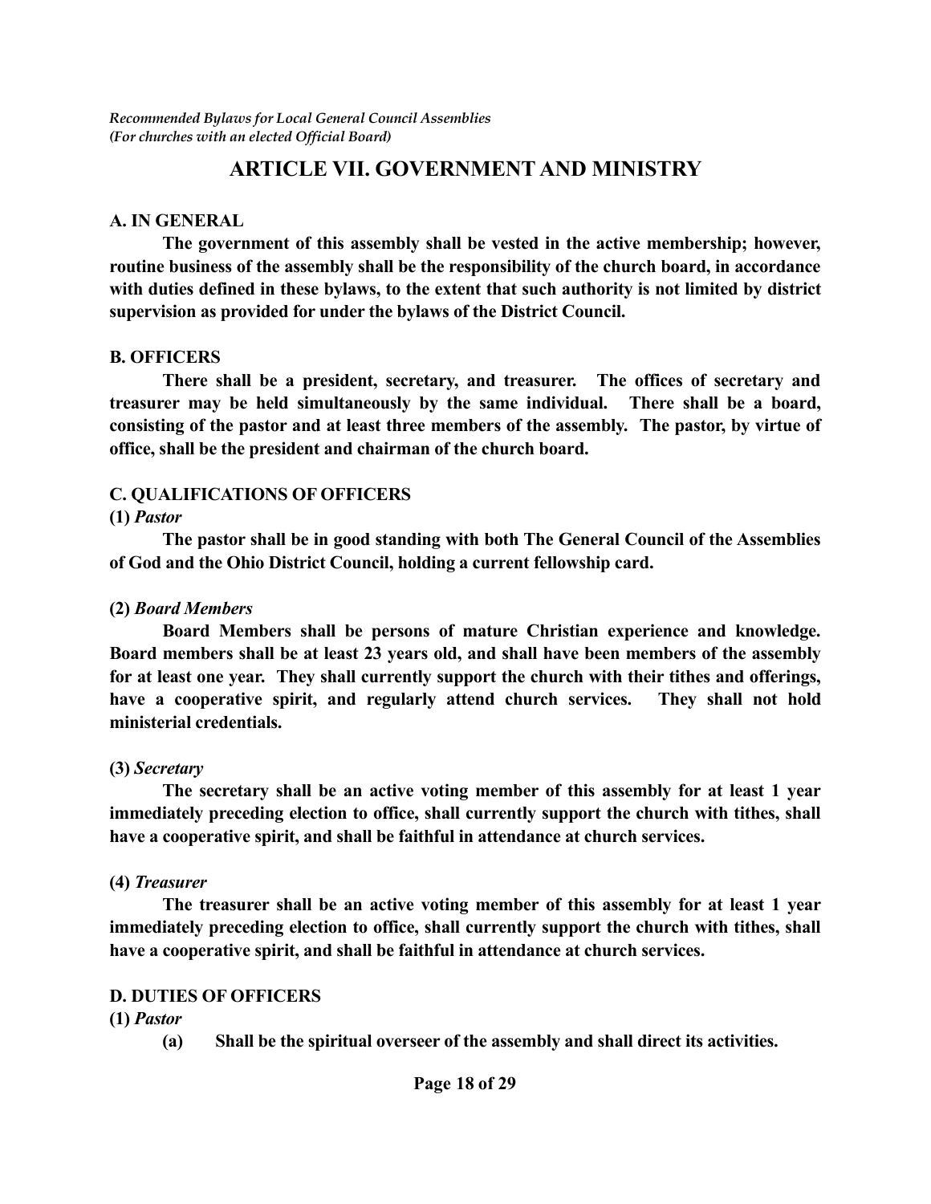*Recommended Bylaws for Local General Council Assemblies*
*(For churches with an elected Official Board)*

# ARTICLE VII. GOVERNMENT AND MINISTRY

## A. IN GENERAL

**The government of this assembly shall be vested in the active membership; however, routine business of the assembly shall be the responsibility of the church board, in accordance with duties defined in these bylaws, to the extent that such authority is not limited by district supervision as provided for under the bylaws of the District Council.**

## B. OFFICERS

**There shall be a president, secretary, and treasurer. The offices of secretary and treasurer may be held simultaneously by the same individual. There shall be a board, consisting of the pastor and at least three members of the assembly. The pastor, by virtue of office, shall be the president and chairman of the church board.**

## C. QUALIFICATIONS OF OFFICERS

### (1) *Pastor*

**The pastor shall be in good standing with both The General Council of the Assemblies of God and the Ohio District Council, holding a current fellowship card.**

### (2) *Board Members*

**Board Members shall be persons of mature Christian experience and knowledge. Board members shall be at least 23 years old, and shall have been members of the assembly for at least one year. They shall currently support the church with their tithes and offerings, have a cooperative spirit, and regularly attend church services. They shall not hold ministerial credentials.**

### (3) *Secretary*

**The secretary shall be an active voting member of this assembly for at least 1 year immediately preceding election to office, shall currently support the church with tithes, shall have a cooperative spirit, and shall be faithful in attendance at church services.**

### (4) *Treasurer*

**The treasurer shall be an active voting member of this assembly for at least 1 year immediately preceding election to office, shall currently support the church with tithes, shall have a cooperative spirit, and shall be faithful in attendance at church services.**

## D. DUTIES OF OFFICERS

### (1) *Pastor*

**(a) Shall be the spiritual overseer of the assembly and shall direct its activities.**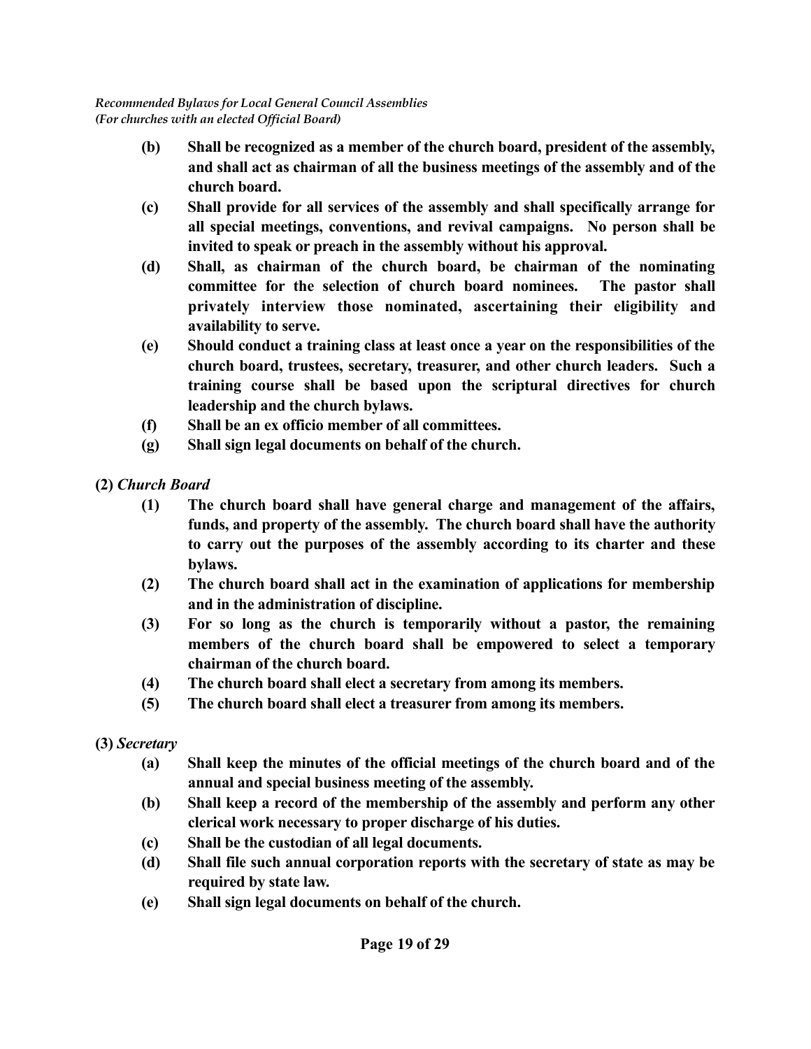- **(b)** **Shall be recognized as a member of the church board, president of the assembly, and shall act as chairman of all the business meetings of the assembly and of the church board.**
- **(c)** **Shall provide for all services of the assembly and shall specifically arrange for all special meetings, conventions, and revival campaigns. No person shall be invited to speak or preach in the assembly without his approval.**
- **(d)** **Shall, as chairman of the church board, be chairman of the nominating committee for the selection of church board nominees. The pastor shall privately interview those nominated, ascertaining their eligibility and availability to serve.**
- **(e)** **Should conduct a training class at least once a year on the responsibilities of the church board, trustees, secretary, treasurer, and other church leaders. Such a training course shall be based upon the scriptural directives for church leadership and the church bylaws.**
- **(f)** **Shall be an ex officio member of all committees.**
- **(g)** **Shall sign legal documents on behalf of the church.**

**(2)** ***Church Board***

- **(1)** **The church board shall have general charge and management of the affairs, funds, and property of the assembly. The church board shall have the authority to carry out the purposes of the assembly according to its charter and these bylaws.**
- **(2)** **The church board shall act in the examination of applications for membership and in the administration of discipline.**
- **(3)** **For so long as the church is temporarily without a pastor, the remaining members of the church board shall be empowered to select a temporary chairman of the church board.**
- **(4)** **The church board shall elect a secretary from among its members.**
- **(5)** **The church board shall elect a treasurer from among its members.**

**(3)** ***Secretary***

- **(a)** **Shall keep the minutes of the official meetings of the church board and of the annual and special business meeting of the assembly.**
- **(b)** **Shall keep a record of the membership of the assembly and perform any other clerical work necessary to proper discharge of his duties.**
- **(c)** **Shall be the custodian of all legal documents.**
- **(d)** **Shall file such annual corporation reports with the secretary of state as may be required by state law.**
- **(e)** **Shall sign legal documents on behalf of the church.**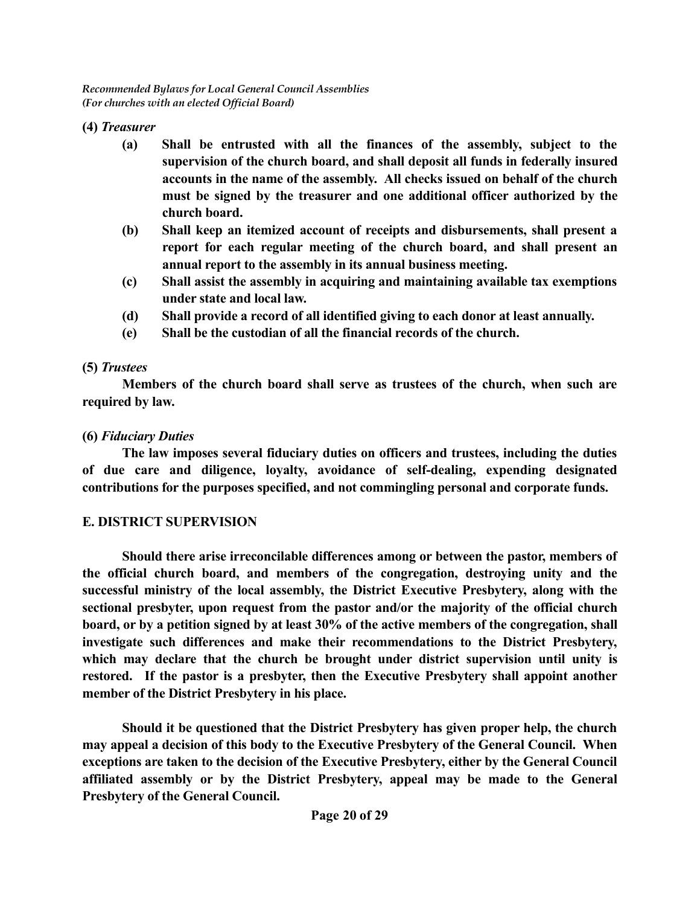**(4)** ***Treasurer***

- **(a)** **Shall be entrusted with all the finances of the assembly, subject to the supervision of the church board, and shall deposit all funds in federally insured accounts in the name of the assembly. All checks issued on behalf of the church must be signed by the treasurer and one additional officer authorized by the church board.**
- **(b)** **Shall keep an itemized account of receipts and disbursements, shall present a report for each regular meeting of the church board, and shall present an annual report to the assembly in its annual business meeting.**
- **(c)** **Shall assist the assembly in acquiring and maintaining available tax exemptions under state and local law.**
- **(d)** **Shall provide a record of all identified giving to each donor at least annually.**
- **(e)** **Shall be the custodian of all the financial records of the church.**

**(5)** ***Trustees***

**Members of the church board shall serve as trustees of the church, when such are required by law.**

**(6)** ***Fiduciary Duties***

**The law imposes several fiduciary duties on officers and trustees, including the duties of due care and diligence, loyalty, avoidance of self-dealing, expending designated contributions for the purposes specified, and not commingling personal and corporate funds.**

## E. DISTRICT SUPERVISION

**Should there arise irreconcilable differences among or between the pastor, members of the official church board, and members of the congregation, destroying unity and the successful ministry of the local assembly, the District Executive Presbytery, along with the sectional presbyter, upon request from the pastor and/or the majority of the official church board, or by a petition signed by at least 30% of the active members of the congregation, shall investigate such differences and make their recommendations to the District Presbytery, which may declare that the church be brought under district supervision until unity is restored. If the pastor is a presbyter, then the Executive Presbytery shall appoint another member of the District Presbytery in his place.**

**Should it be questioned that the District Presbytery has given proper help, the church may appeal a decision of this body to the Executive Presbytery of the General Council. When exceptions are taken to the decision of the Executive Presbytery, either by the General Council affiliated assembly or by the District Presbytery, appeal may be made to the General Presbytery of the General Council.**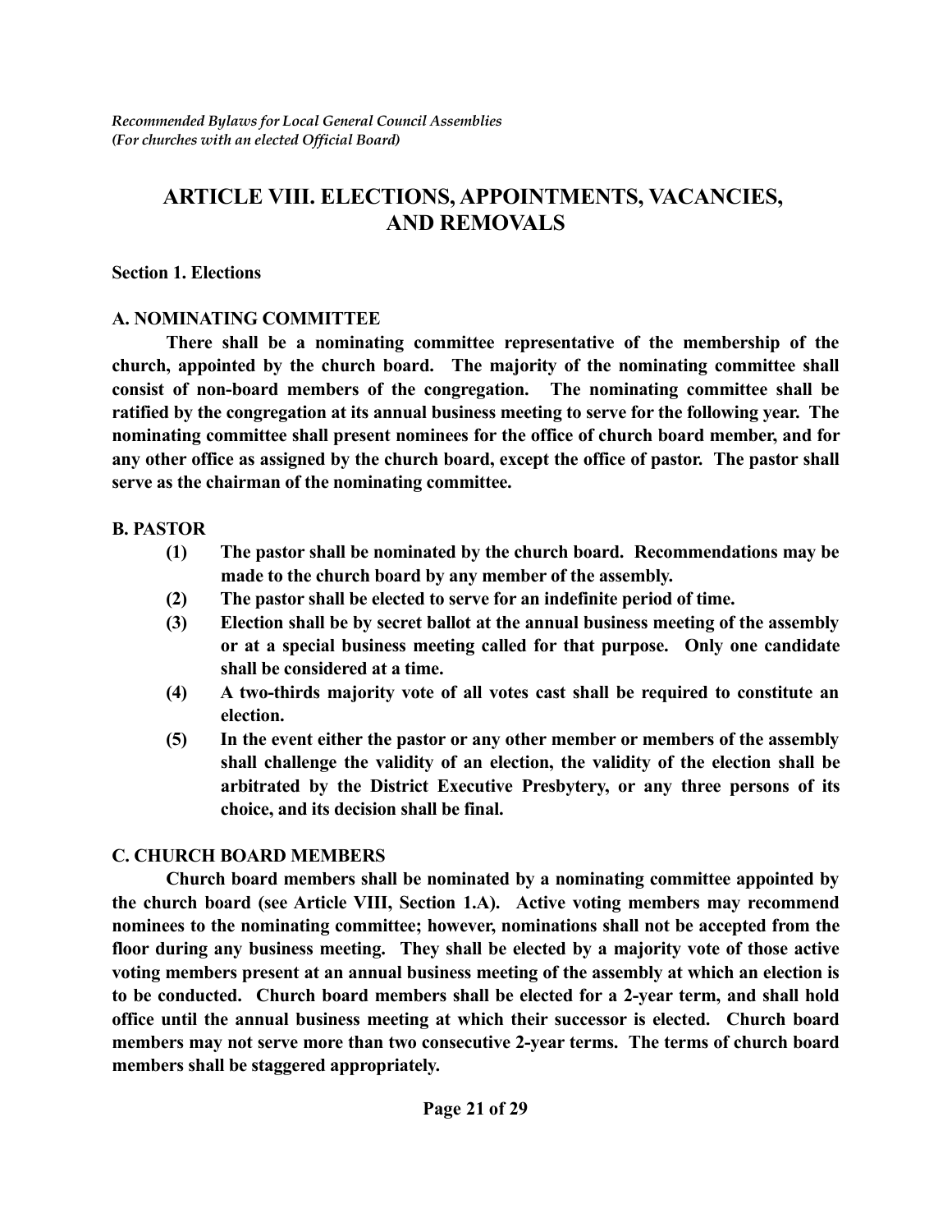*Recommended Bylaws for Local General Council Assemblies*
*(For churches with an elected Official Board)*

# ARTICLE VIII. ELECTIONS, APPOINTMENTS, VACANCIES, AND REMOVALS

**Section 1. Elections**

**A. NOMINATING COMMITTEE**

**There shall be a nominating committee representative of the membership of the church, appointed by the church board. The majority of the nominating committee shall consist of non-board members of the congregation. The nominating committee shall be ratified by the congregation at its annual business meeting to serve for the following year. The nominating committee shall present nominees for the office of church board member, and for any other office as assigned by the church board, except the office of pastor. The pastor shall serve as the chairman of the nominating committee.**

**B. PASTOR**

**(1) The pastor shall be nominated by the church board. Recommendations may be made to the church board by any member of the assembly.**

**(2) The pastor shall be elected to serve for an indefinite period of time.**

**(3) Election shall be by secret ballot at the annual business meeting of the assembly or at a special business meeting called for that purpose. Only one candidate shall be considered at a time.**

**(4) A two-thirds majority vote of all votes cast shall be required to constitute an election.**

**(5) In the event either the pastor or any other member or members of the assembly shall challenge the validity of an election, the validity of the election shall be arbitrated by the District Executive Presbytery, or any three persons of its choice, and its decision shall be final.**

**C. CHURCH BOARD MEMBERS**

**Church board members shall be nominated by a nominating committee appointed by the church board (see Article VIII, Section 1.A). Active voting members may recommend nominees to the nominating committee; however, nominations shall not be accepted from the floor during any business meeting. They shall be elected by a majority vote of those active voting members present at an annual business meeting of the assembly at which an election is to be conducted. Church board members shall be elected for a 2-year term, and shall hold office until the annual business meeting at which their successor is elected. Church board members may not serve more than two consecutive 2-year terms. The terms of church board members shall be staggered appropriately.**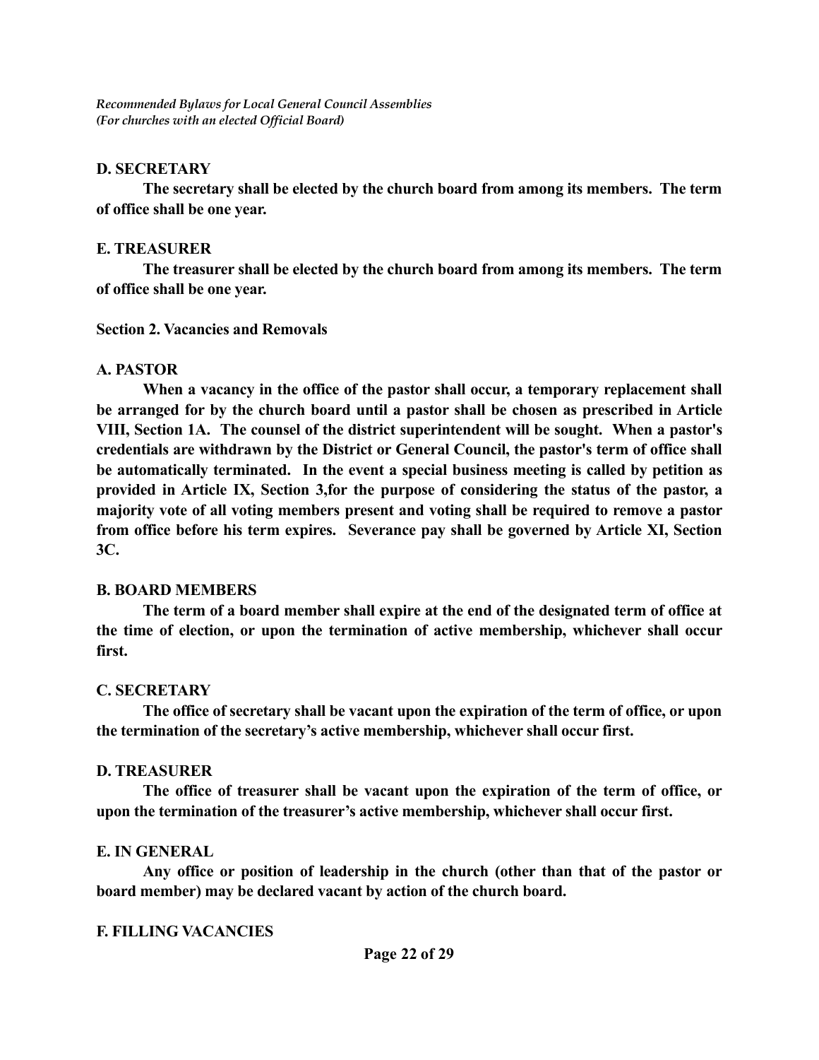**D. SECRETARY**

**The secretary shall be elected by the church board from among its members. The term of office shall be one year.**

**E. TREASURER**

**The treasurer shall be elected by the church board from among its members. The term of office shall be one year.**

**Section 2. Vacancies and Removals**

**A. PASTOR**

**When a vacancy in the office of the pastor shall occur, a temporary replacement shall be arranged for by the church board until a pastor shall be chosen as prescribed in Article VIII, Section 1A. The counsel of the district superintendent will be sought. When a pastor's credentials are withdrawn by the District or General Council, the pastor's term of office shall be automatically terminated. In the event a special business meeting is called by petition as provided in Article IX, Section 3,for the purpose of considering the status of the pastor, a majority vote of all voting members present and voting shall be required to remove a pastor from office before his term expires. Severance pay shall be governed by Article XI, Section 3C.**

**B. BOARD MEMBERS**

**The term of a board member shall expire at the end of the designated term of office at the time of election, or upon the termination of active membership, whichever shall occur first.**

**C. SECRETARY**

**The office of secretary shall be vacant upon the expiration of the term of office, or upon the termination of the secretary's active membership, whichever shall occur first.**

**D. TREASURER**

**The office of treasurer shall be vacant upon the expiration of the term of office, or upon the termination of the treasurer's active membership, whichever shall occur first.**

**E. IN GENERAL**

**Any office or position of leadership in the church (other than that of the pastor or board member) may be declared vacant by action of the church board.**

**F. FILLING VACANCIES**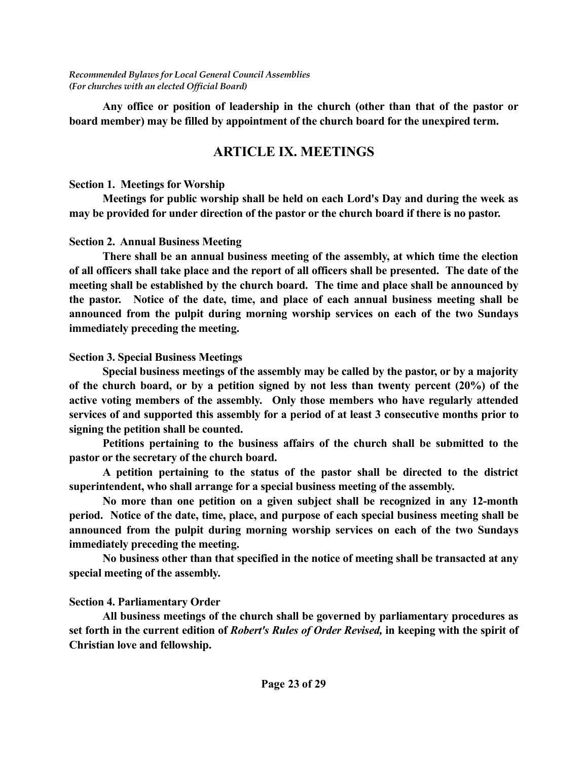**Any office or position of leadership in the church (other than that of the pastor or board member) may be filled by appointment of the church board for the unexpired term.**

## ARTICLE IX. MEETINGS

**Section 1. Meetings for Worship**

**Meetings for public worship shall be held on each Lord's Day and during the week as may be provided for under direction of the pastor or the church board if there is no pastor.**

**Section 2. Annual Business Meeting**

**There shall be an annual business meeting of the assembly, at which time the election of all officers shall take place and the report of all officers shall be presented. The date of the meeting shall be established by the church board. The time and place shall be announced by the pastor. Notice of the date, time, and place of each annual business meeting shall be announced from the pulpit during morning worship services on each of the two Sundays immediately preceding the meeting.**

**Section 3. Special Business Meetings**

**Special business meetings of the assembly may be called by the pastor, or by a majority of the church board, or by a petition signed by not less than twenty percent (20%) of the active voting members of the assembly. Only those members who have regularly attended services of and supported this assembly for a period of at least 3 consecutive months prior to signing the petition shall be counted.**

**Petitions pertaining to the business affairs of the church shall be submitted to the pastor or the secretary of the church board.**

**A petition pertaining to the status of the pastor shall be directed to the district superintendent, who shall arrange for a special business meeting of the assembly.**

**No more than one petition on a given subject shall be recognized in any 12-month period. Notice of the date, time, place, and purpose of each special business meeting shall be announced from the pulpit during morning worship services on each of the two Sundays immediately preceding the meeting.**

**No business other than that specified in the notice of meeting shall be transacted at any special meeting of the assembly.**

**Section 4. Parliamentary Order**

**All business meetings of the church shall be governed by parliamentary procedures as set forth in the current edition of *Robert's Rules of Order Revised,* in keeping with the spirit of Christian love and fellowship.**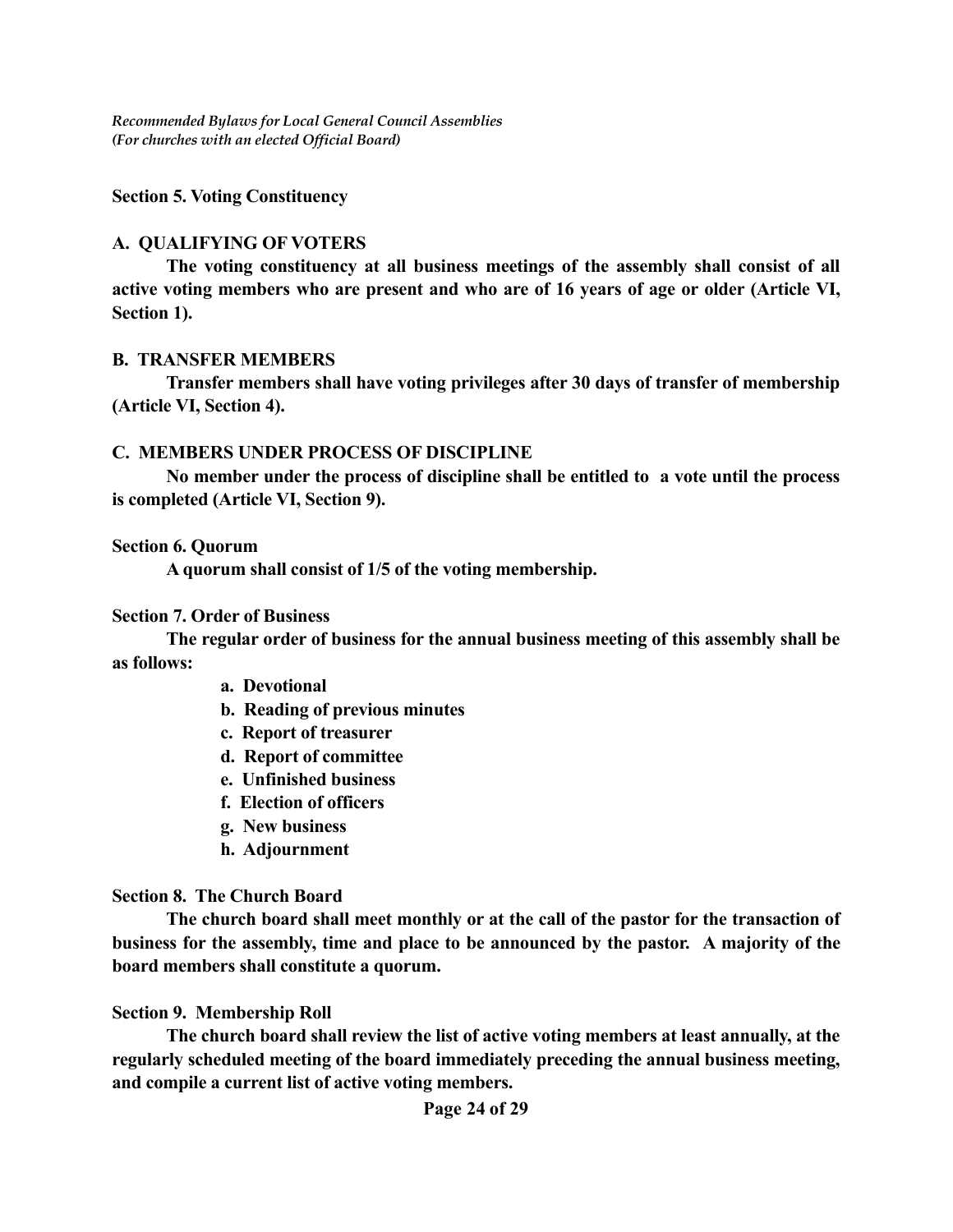**Section 5. Voting Constituency**

**A. QUALIFYING OF VOTERS**

**The voting constituency at all business meetings of the assembly shall consist of all active voting members who are present and who are of 16 years of age or older (Article VI, Section 1).**

**B. TRANSFER MEMBERS**

**Transfer members shall have voting privileges after 30 days of transfer of membership (Article VI, Section 4).**

**C. MEMBERS UNDER PROCESS OF DISCIPLINE**

**No member under the process of discipline shall be entitled to a vote until the process is completed (Article VI, Section 9).**

**Section 6. Quorum**

**A quorum shall consist of 1/5 of the voting membership.**

**Section 7. Order of Business**

**The regular order of business for the annual business meeting of this assembly shall be as follows:**

- **a. Devotional**
- **b. Reading of previous minutes**
- **c. Report of treasurer**
- **d. Report of committee**
- **e. Unfinished business**
- **f. Election of officers**
- **g. New business**
- **h. Adjournment**

**Section 8. The Church Board**

**The church board shall meet monthly or at the call of the pastor for the transaction of business for the assembly, time and place to be announced by the pastor. A majority of the board members shall constitute a quorum.**

**Section 9. Membership Roll**

**The church board shall review the list of active voting members at least annually, at the regularly scheduled meeting of the board immediately preceding the annual business meeting, and compile a current list of active voting members.**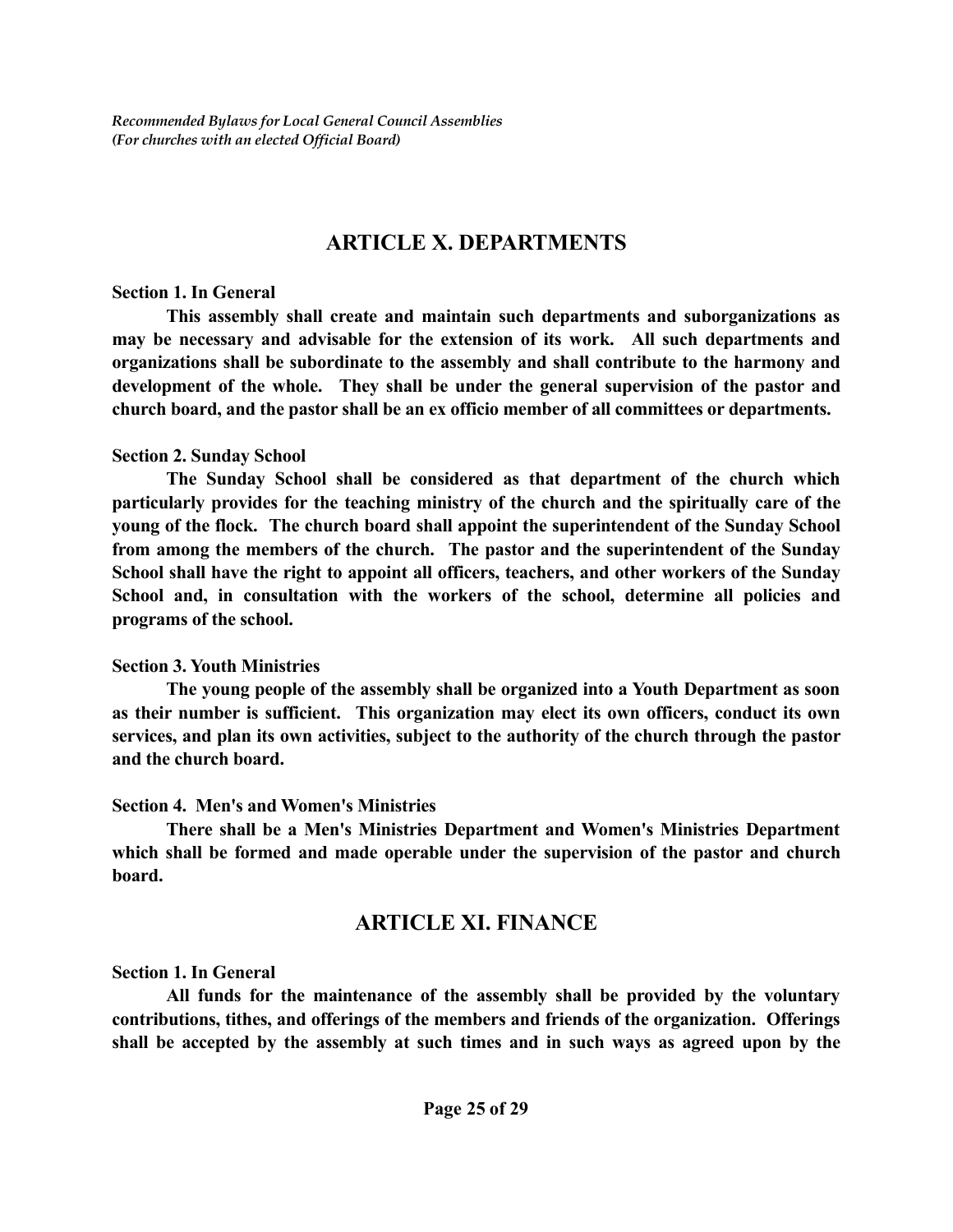## ARTICLE X. DEPARTMENTS

**Section 1. In General**

**This assembly shall create and maintain such departments and suborganizations as may be necessary and advisable for the extension of its work. All such departments and organizations shall be subordinate to the assembly and shall contribute to the harmony and development of the whole. They shall be under the general supervision of the pastor and church board, and the pastor shall be an ex officio member of all committees or departments.**

**Section 2. Sunday School**

**The Sunday School shall be considered as that department of the church which particularly provides for the teaching ministry of the church and the spiritually care of the young of the flock. The church board shall appoint the superintendent of the Sunday School from among the members of the church. The pastor and the superintendent of the Sunday School shall have the right to appoint all officers, teachers, and other workers of the Sunday School and, in consultation with the workers of the school, determine all policies and programs of the school.**

**Section 3. Youth Ministries**

**The young people of the assembly shall be organized into a Youth Department as soon as their number is sufficient. This organization may elect its own officers, conduct its own services, and plan its own activities, subject to the authority of the church through the pastor and the church board.**

**Section 4. Men's and Women's Ministries**

**There shall be a Men's Ministries Department and Women's Ministries Department which shall be formed and made operable under the supervision of the pastor and church board.**

## ARTICLE XI. FINANCE

**Section 1. In General**

**All funds for the maintenance of the assembly shall be provided by the voluntary contributions, tithes, and offerings of the members and friends of the organization. Offerings shall be accepted by the assembly at such times and in such ways as agreed upon by the**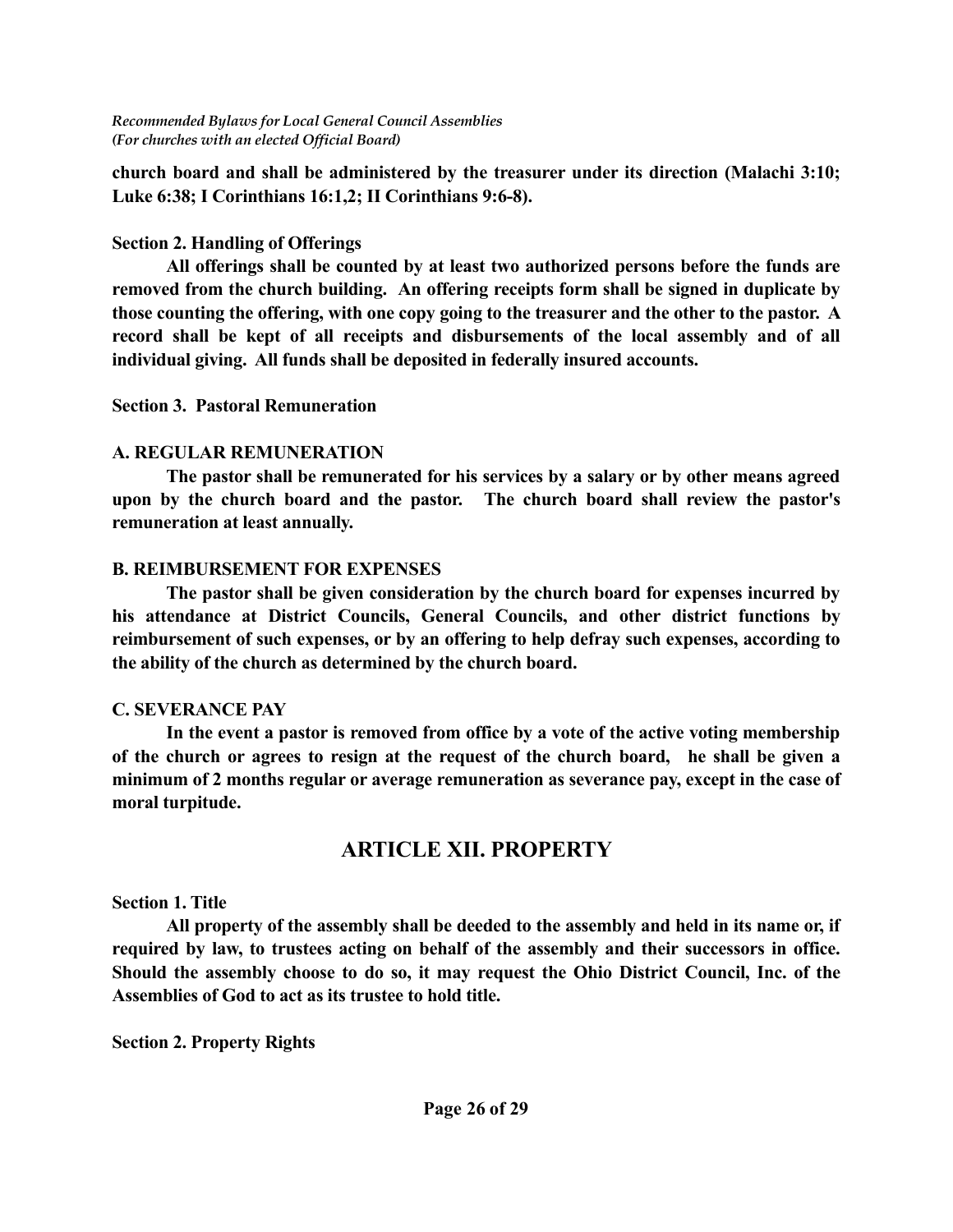**church board and shall be administered by the treasurer under its direction (Malachi 3:10; Luke 6:38; I Corinthians 16:1,2; II Corinthians 9:6-8).**

**Section 2. Handling of Offerings**

**All offerings shall be counted by at least two authorized persons before the funds are removed from the church building. An offering receipts form shall be signed in duplicate by those counting the offering, with one copy going to the treasurer and the other to the pastor. A record shall be kept of all receipts and disbursements of the local assembly and of all individual giving. All funds shall be deposited in federally insured accounts.**

**Section 3. Pastoral Remuneration**

**A. REGULAR REMUNERATION**

**The pastor shall be remunerated for his services by a salary or by other means agreed upon by the church board and the pastor. The church board shall review the pastor's remuneration at least annually.**

**B. REIMBURSEMENT FOR EXPENSES**

**The pastor shall be given consideration by the church board for expenses incurred by his attendance at District Councils, General Councils, and other district functions by reimbursement of such expenses, or by an offering to help defray such expenses, according to the ability of the church as determined by the church board.**

**C. SEVERANCE PAY**

**In the event a pastor is removed from office by a vote of the active voting membership of the church or agrees to resign at the request of the church board, he shall be given a minimum of 2 months regular or average remuneration as severance pay, except in the case of moral turpitude.**

## ARTICLE XII. PROPERTY

**Section 1. Title**

**All property of the assembly shall be deeded to the assembly and held in its name or, if required by law, to trustees acting on behalf of the assembly and their successors in office. Should the assembly choose to do so, it may request the Ohio District Council, Inc. of the Assemblies of God to act as its trustee to hold title.**

**Section 2. Property Rights**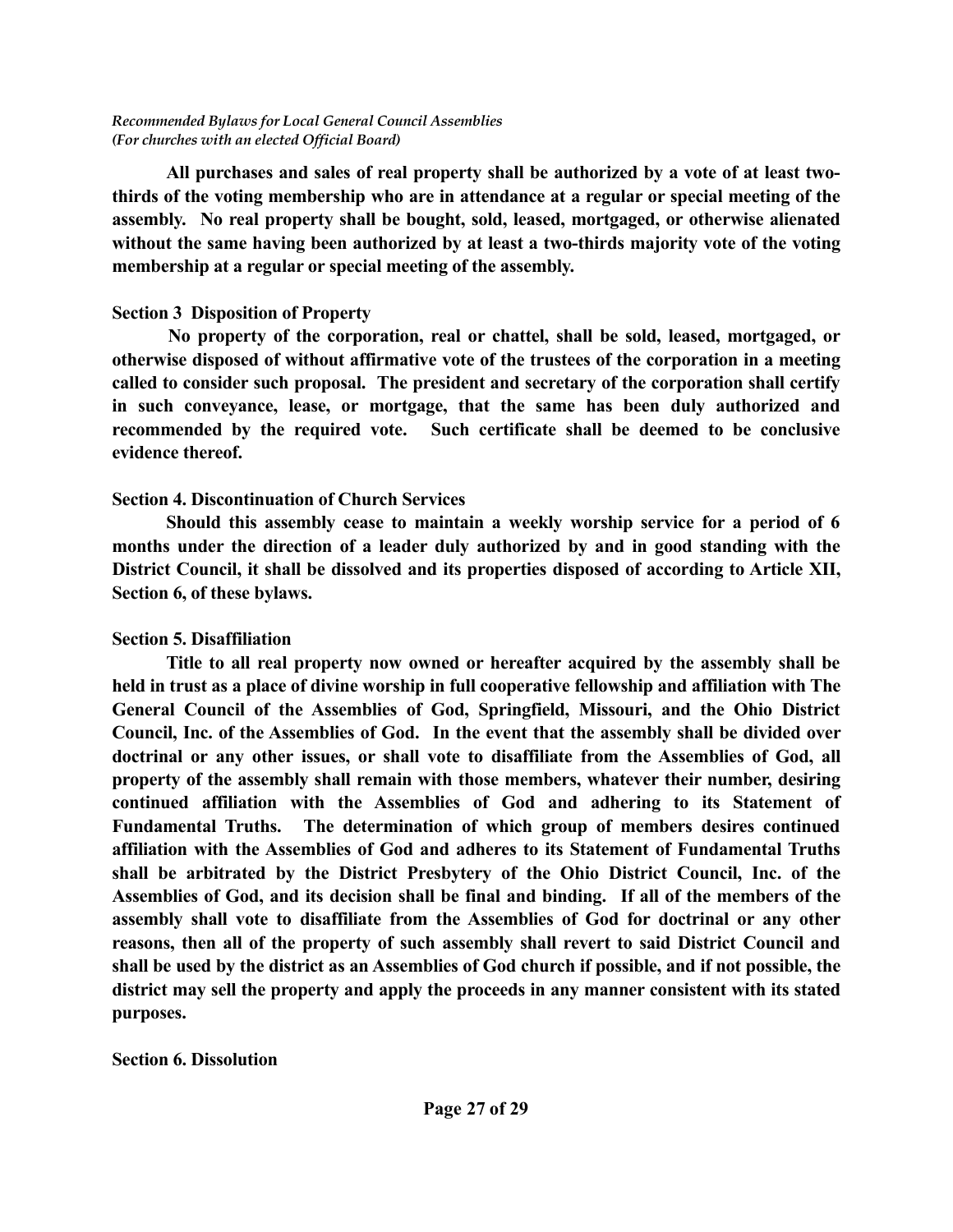**All purchases and sales of real property shall be authorized by a vote of at least two-thirds of the voting membership who are in attendance at a regular or special meeting of the assembly. No real property shall be bought, sold, leased, mortgaged, or otherwise alienated without the same having been authorized by at least a two-thirds majority vote of the voting membership at a regular or special meeting of the assembly.**

**Section 3 Disposition of Property**

**No property of the corporation, real or chattel, shall be sold, leased, mortgaged, or otherwise disposed of without affirmative vote of the trustees of the corporation in a meeting called to consider such proposal. The president and secretary of the corporation shall certify in such conveyance, lease, or mortgage, that the same has been duly authorized and recommended by the required vote. Such certificate shall be deemed to be conclusive evidence thereof.**

**Section 4. Discontinuation of Church Services**

**Should this assembly cease to maintain a weekly worship service for a period of 6 months under the direction of a leader duly authorized by and in good standing with the District Council, it shall be dissolved and its properties disposed of according to Article XII, Section 6, of these bylaws.**

**Section 5. Disaffiliation**

**Title to all real property now owned or hereafter acquired by the assembly shall be held in trust as a place of divine worship in full cooperative fellowship and affiliation with The General Council of the Assemblies of God, Springfield, Missouri, and the Ohio District Council, Inc. of the Assemblies of God. In the event that the assembly shall be divided over doctrinal or any other issues, or shall vote to disaffiliate from the Assemblies of God, all property of the assembly shall remain with those members, whatever their number, desiring continued affiliation with the Assemblies of God and adhering to its Statement of Fundamental Truths. The determination of which group of members desires continued affiliation with the Assemblies of God and adheres to its Statement of Fundamental Truths shall be arbitrated by the District Presbytery of the Ohio District Council, Inc. of the Assemblies of God, and its decision shall be final and binding. If all of the members of the assembly shall vote to disaffiliate from the Assemblies of God for doctrinal or any other reasons, then all of the property of such assembly shall revert to said District Council and shall be used by the district as an Assemblies of God church if possible, and if not possible, the district may sell the property and apply the proceeds in any manner consistent with its stated purposes.**

**Section 6. Dissolution**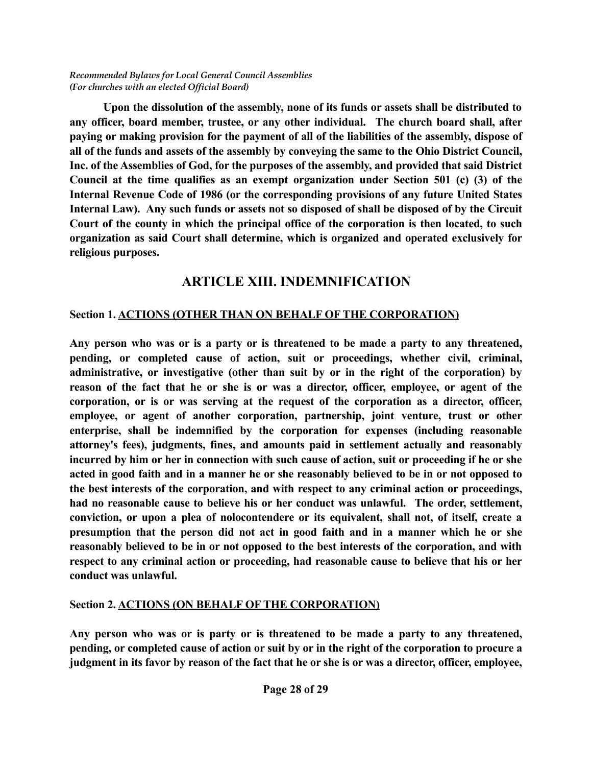**Upon the dissolution of the assembly, none of its funds or assets shall be distributed to any officer, board member, trustee, or any other individual. The church board shall, after paying or making provision for the payment of all of the liabilities of the assembly, dispose of all of the funds and assets of the assembly by conveying the same to the Ohio District Council, Inc. of the Assemblies of God, for the purposes of the assembly, and provided that said District Council at the time qualifies as an exempt organization under Section 501 (c) (3) of the Internal Revenue Code of 1986 (or the corresponding provisions of any future United States Internal Law). Any such funds or assets not so disposed of shall be disposed of by the Circuit Court of the county in which the principal office of the corporation is then located, to such organization as said Court shall determine, which is organized and operated exclusively for religious purposes.**

## ARTICLE XIII. INDEMNIFICATION

**Section 1. <u>ACTIONS (OTHER THAN ON BEHALF OF THE CORPORATION)</u>**

**Any person who was or is a party or is threatened to be made a party to any threatened, pending, or completed cause of action, suit or proceedings, whether civil, criminal, administrative, or investigative (other than suit by or in the right of the corporation) by reason of the fact that he or she is or was a director, officer, employee, or agent of the corporation, or is or was serving at the request of the corporation as a director, officer, employee, or agent of another corporation, partnership, joint venture, trust or other enterprise, shall be indemnified by the corporation for expenses (including reasonable attorney's fees), judgments, fines, and amounts paid in settlement actually and reasonably incurred by him or her in connection with such cause of action, suit or proceeding if he or she acted in good faith and in a manner he or she reasonably believed to be in or not opposed to the best interests of the corporation, and with respect to any criminal action or proceedings, had no reasonable cause to believe his or her conduct was unlawful. The order, settlement, conviction, or upon a plea of nolocontendere or its equivalent, shall not, of itself, create a presumption that the person did not act in good faith and in a manner which he or she reasonably believed to be in or not opposed to the best interests of the corporation, and with respect to any criminal action or proceeding, had reasonable cause to believe that his or her conduct was unlawful.**

**Section 2. <u>ACTIONS (ON BEHALF OF THE CORPORATION)</u>**

**Any person who was or is party or is threatened to be made a party to any threatened, pending, or completed cause of action or suit by or in the right of the corporation to procure a judgment in its favor by reason of the fact that he or she is or was a director, officer, employee,**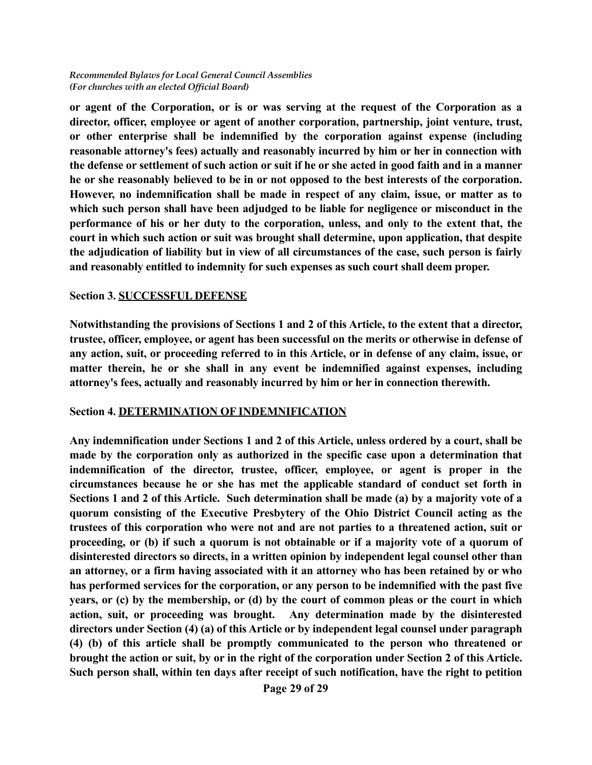**or agent of the Corporation, or is or was serving at the request of the Corporation as a director, officer, employee or agent of another corporation, partnership, joint venture, trust, or other enterprise shall be indemnified by the corporation against expense (including reasonable attorney's fees) actually and reasonably incurred by him or her in connection with the defense or settlement of such action or suit if he or she acted in good faith and in a manner he or she reasonably believed to be in or not opposed to the best interests of the corporation. However, no indemnification shall be made in respect of any claim, issue, or matter as to which such person shall have been adjudged to be liable for negligence or misconduct in the performance of his or her duty to the corporation, unless, and only to the extent that, the court in which such action or suit was brought shall determine, upon application, that despite the adjudication of liability but in view of all circumstances of the case, such person is fairly and reasonably entitled to indemnity for such expenses as such court shall deem proper.**

**Section 3. <u>SUCCESSFUL DEFENSE</u>**

**Notwithstanding the provisions of Sections 1 and 2 of this Article, to the extent that a director, trustee, officer, employee, or agent has been successful on the merits or otherwise in defense of any action, suit, or proceeding referred to in this Article, or in defense of any claim, issue, or matter therein, he or she shall in any event be indemnified against expenses, including attorney's fees, actually and reasonably incurred by him or her in connection therewith.**

**Section 4. <u>DETERMINATION OF INDEMNIFICATION</u>**

**Any indemnification under Sections 1 and 2 of this Article, unless ordered by a court, shall be made by the corporation only as authorized in the specific case upon a determination that indemnification of the director, trustee, officer, employee, or agent is proper in the circumstances because he or she has met the applicable standard of conduct set forth in Sections 1 and 2 of this Article. Such determination shall be made (a) by a majority vote of a quorum consisting of the Executive Presbytery of the Ohio District Council acting as the trustees of this corporation who were not and are not parties to a threatened action, suit or proceeding, or (b) if such a quorum is not obtainable or if a majority vote of a quorum of disinterested directors so directs, in a written opinion by independent legal counsel other than an attorney, or a firm having associated with it an attorney who has been retained by or who has performed services for the corporation, or any person to be indemnified with the past five years, or (c) by the membership, or (d) by the court of common pleas or the court in which action, suit, or proceeding was brought. Any determination made by the disinterested directors under Section (4) (a) of this Article or by independent legal counsel under paragraph (4) (b) of this article shall be promptly communicated to the person who threatened or brought the action or suit, by or in the right of the corporation under Section 2 of this Article. Such person shall, within ten days after receipt of such notification, have the right to petition**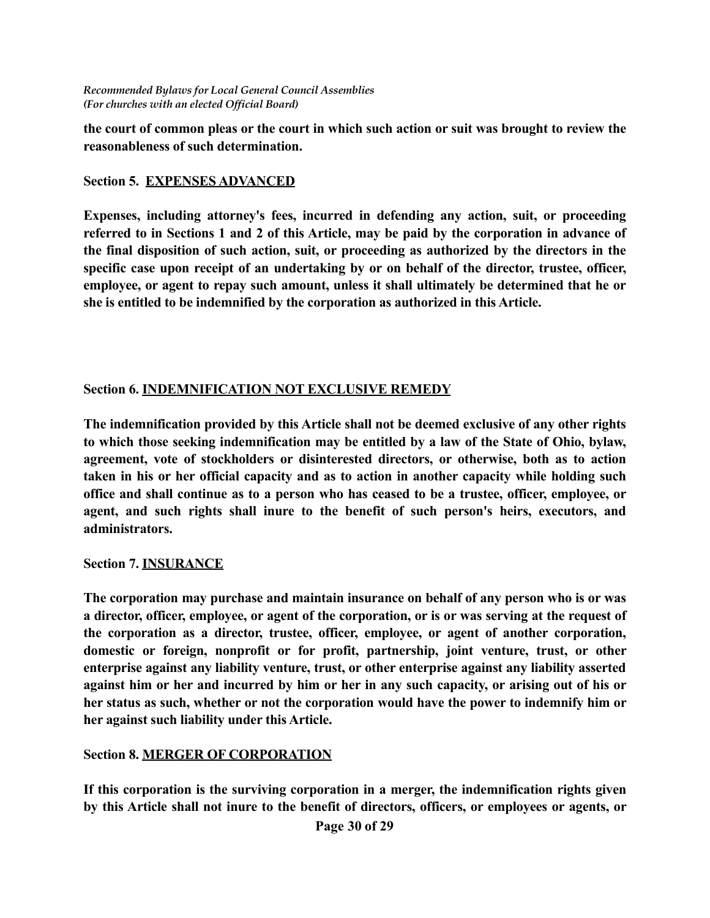**the court of common pleas or the court in which such action or suit was brought to review the reasonableness of such determination.**

**Section 5. <u>EXPENSES ADVANCED</u>**

**Expenses, including attorney's fees, incurred in defending any action, suit, or proceeding referred to in Sections 1 and 2 of this Article, may be paid by the corporation in advance of the final disposition of such action, suit, or proceeding as authorized by the directors in the specific case upon receipt of an undertaking by or on behalf of the director, trustee, officer, employee, or agent to repay such amount, unless it shall ultimately be determined that he or she is entitled to be indemnified by the corporation as authorized in this Article.**

**Section 6. <u>INDEMNIFICATION NOT EXCLUSIVE REMEDY</u>**

**The indemnification provided by this Article shall not be deemed exclusive of any other rights to which those seeking indemnification may be entitled by a law of the State of Ohio, bylaw, agreement, vote of stockholders or disinterested directors, or otherwise, both as to action taken in his or her official capacity and as to action in another capacity while holding such office and shall continue as to a person who has ceased to be a trustee, officer, employee, or agent, and such rights shall inure to the benefit of such person's heirs, executors, and administrators.**

**Section 7. <u>INSURANCE</u>**

**The corporation may purchase and maintain insurance on behalf of any person who is or was a director, officer, employee, or agent of the corporation, or is or was serving at the request of the corporation as a director, trustee, officer, employee, or agent of another corporation, domestic or foreign, nonprofit or for profit, partnership, joint venture, trust, or other enterprise against any liability venture, trust, or other enterprise against any liability asserted against him or her and incurred by him or her in any such capacity, or arising out of his or her status as such, whether or not the corporation would have the power to indemnify him or her against such liability under this Article.**

**Section 8. <u>MERGER OF CORPORATION</u>**

**If this corporation is the surviving corporation in a merger, the indemnification rights given by this Article shall not inure to the benefit of directors, officers, or employees or agents, or**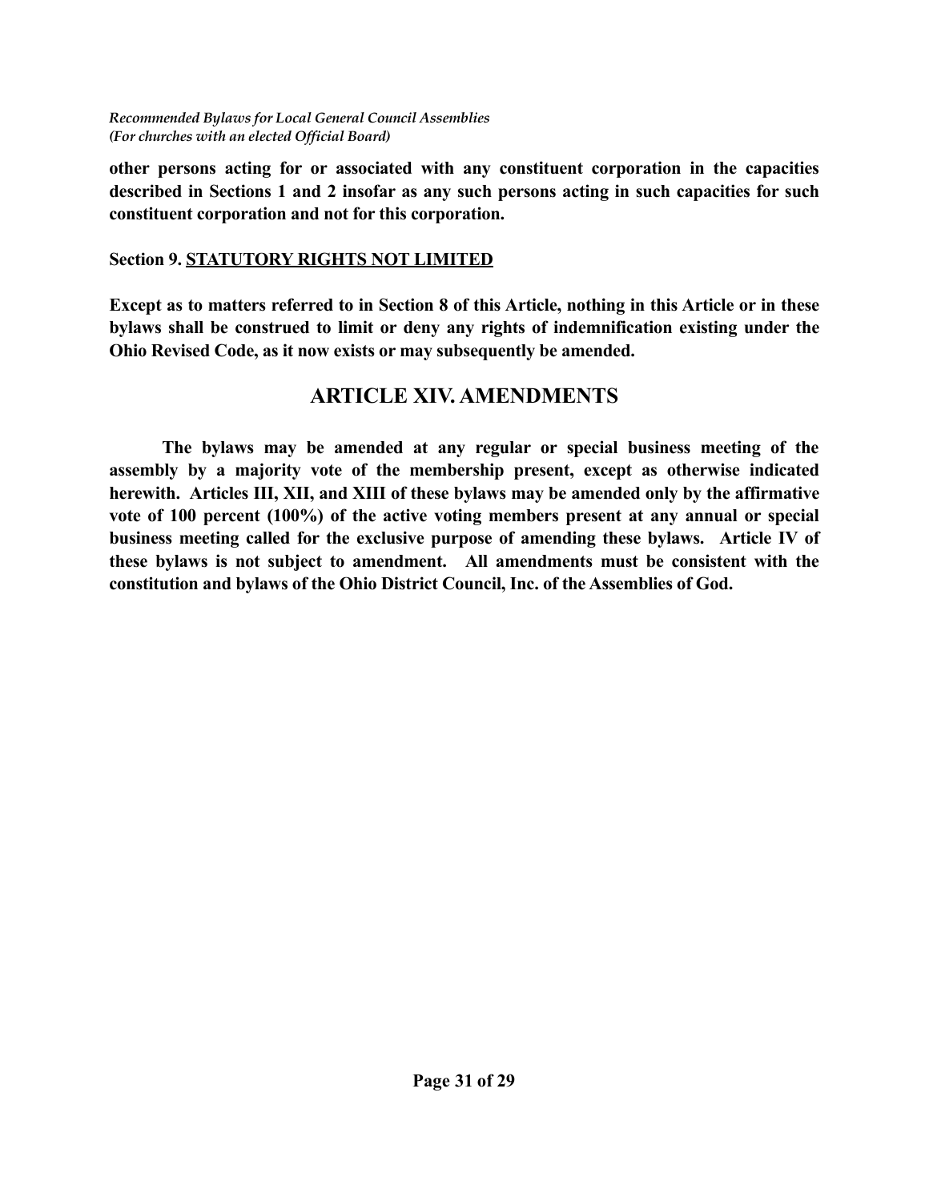**other persons acting for or associated with any constituent corporation in the capacities described in Sections 1 and 2 insofar as any such persons acting in such capacities for such constituent corporation and not for this corporation.**

**Section 9. STATUTORY RIGHTS NOT LIMITED**

**Except as to matters referred to in Section 8 of this Article, nothing in this Article or in these bylaws shall be construed to limit or deny any rights of indemnification existing under the Ohio Revised Code, as it now exists or may subsequently be amended.**

## ARTICLE XIV. AMENDMENTS

**The bylaws may be amended at any regular or special business meeting of the assembly by a majority vote of the membership present, except as otherwise indicated herewith. Articles III, XII, and XIII of these bylaws may be amended only by the affirmative vote of 100 percent (100%) of the active voting members present at any annual or special business meeting called for the exclusive purpose of amending these bylaws. Article IV of these bylaws is not subject to amendment. All amendments must be consistent with the constitution and bylaws of the Ohio District Council, Inc. of the Assemblies of God.**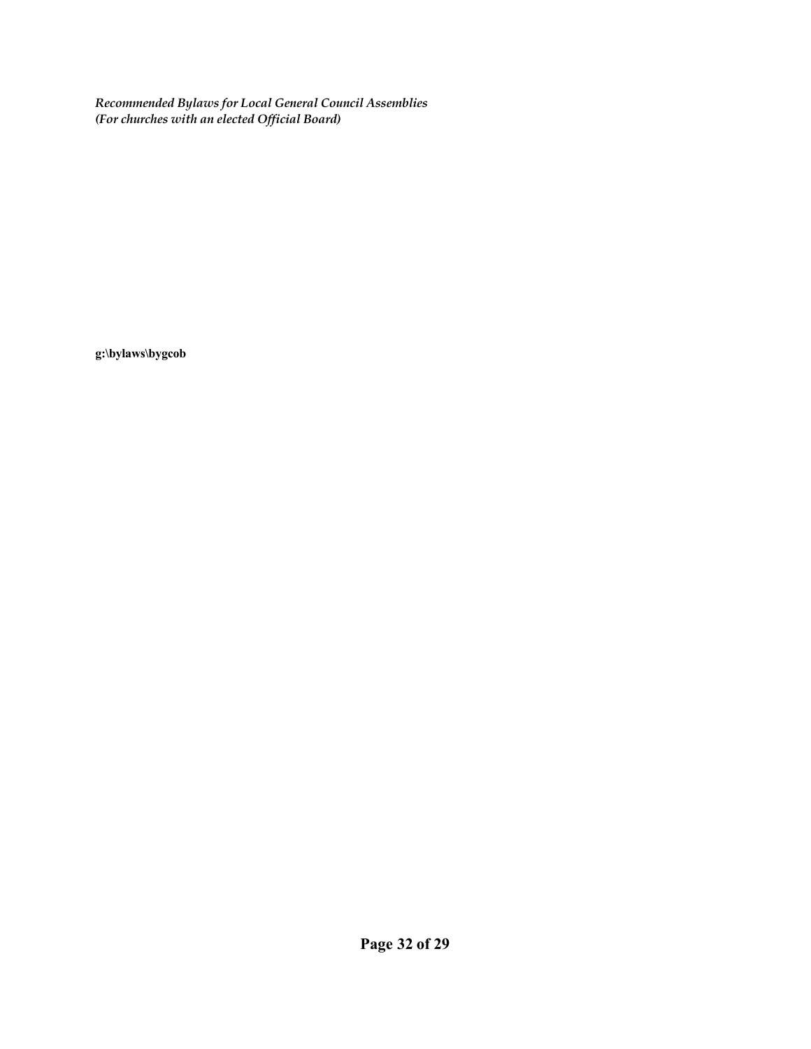g:\bylaws\bygcob